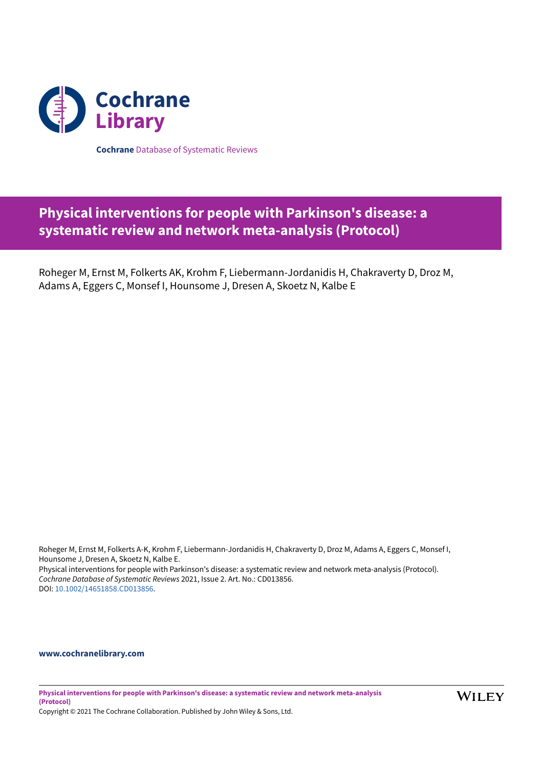Cochrane Library

**Cochrane** Database of Systematic Reviews

# Physical interventions for people with Parkinson's disease: a systematic review and network meta-analysis (Protocol)

Roheger M, Ernst M, Folkerts AK, Krohm F, Liebermann-Jordanidis H, Chakraverty D, Droz M, Adams A, Eggers C, Monsef I, Hounsome J, Dresen A, Skoetz N, Kalbe E

Roheger M, Ernst M, Folkerts A-K, Krohm F, Liebermann-Jordanidis H, Chakraverty D, Droz M, Adams A, Eggers C, Monsef I, Hounsome J, Dresen A, Skoetz N, Kalbe E.
Physical interventions for people with Parkinson's disease: a systematic review and network meta-analysis (Protocol).
*Cochrane Database of Systematic Reviews* 2021, Issue 2. Art. No.: CD013856.
DOI: 10.1002/14651858.CD013856.

**www.cochranelibrary.com**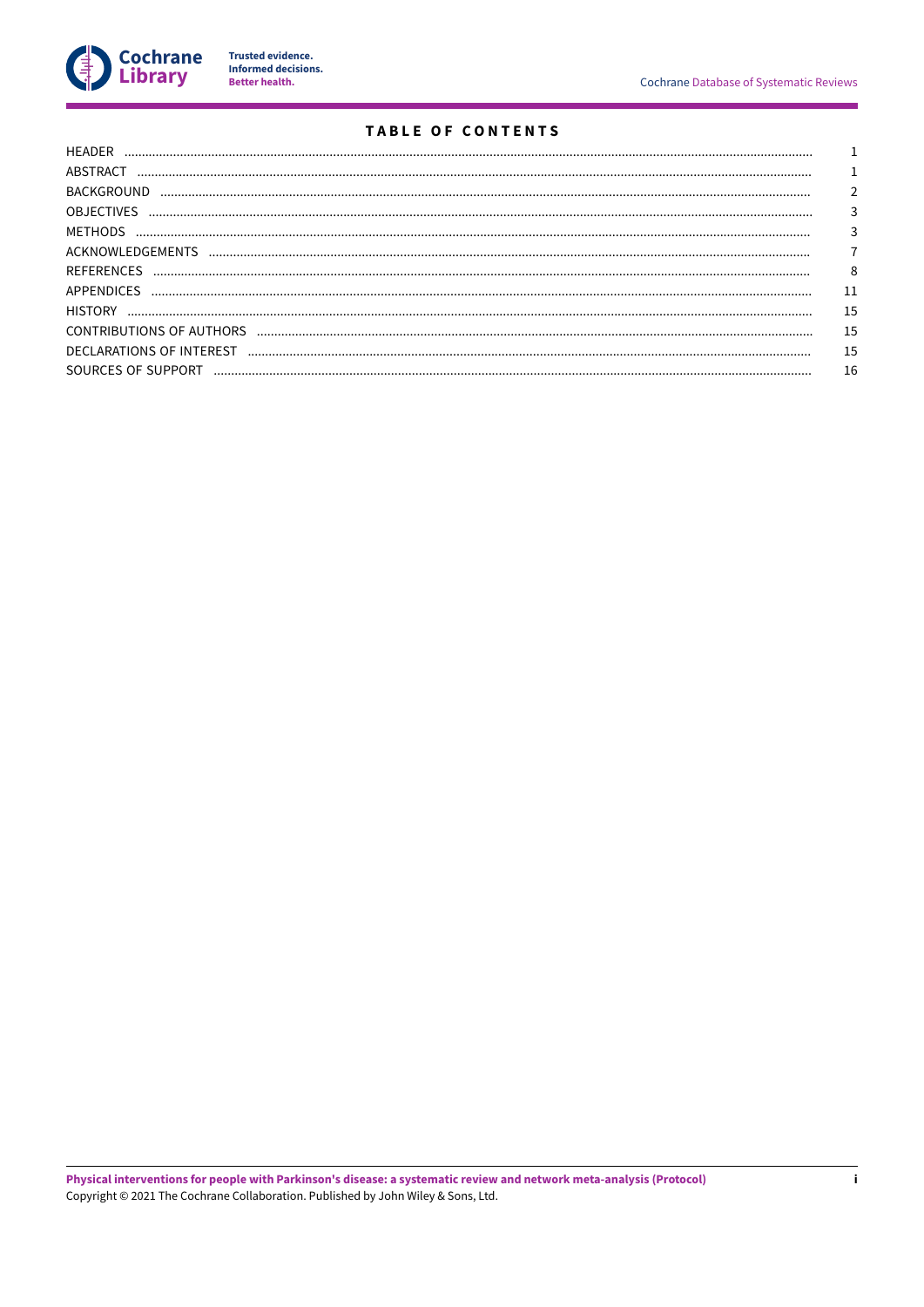# TABLE OF CONTENTS

| | |
|---|---|
| HEADER | 1 |
| ABSTRACT | 1 |
| BACKGROUND | 2 |
| OBJECTIVES | 3 |
| METHODS | 3 |
| ACKNOWLEDGEMENTS | 7 |
| REFERENCES | 8 |
| APPENDICES | 11 |
| HISTORY | 15 |
| CONTRIBUTIONS OF AUTHORS | 15 |
| DECLARATIONS OF INTEREST | 15 |
| SOURCES OF SUPPORT | 16 |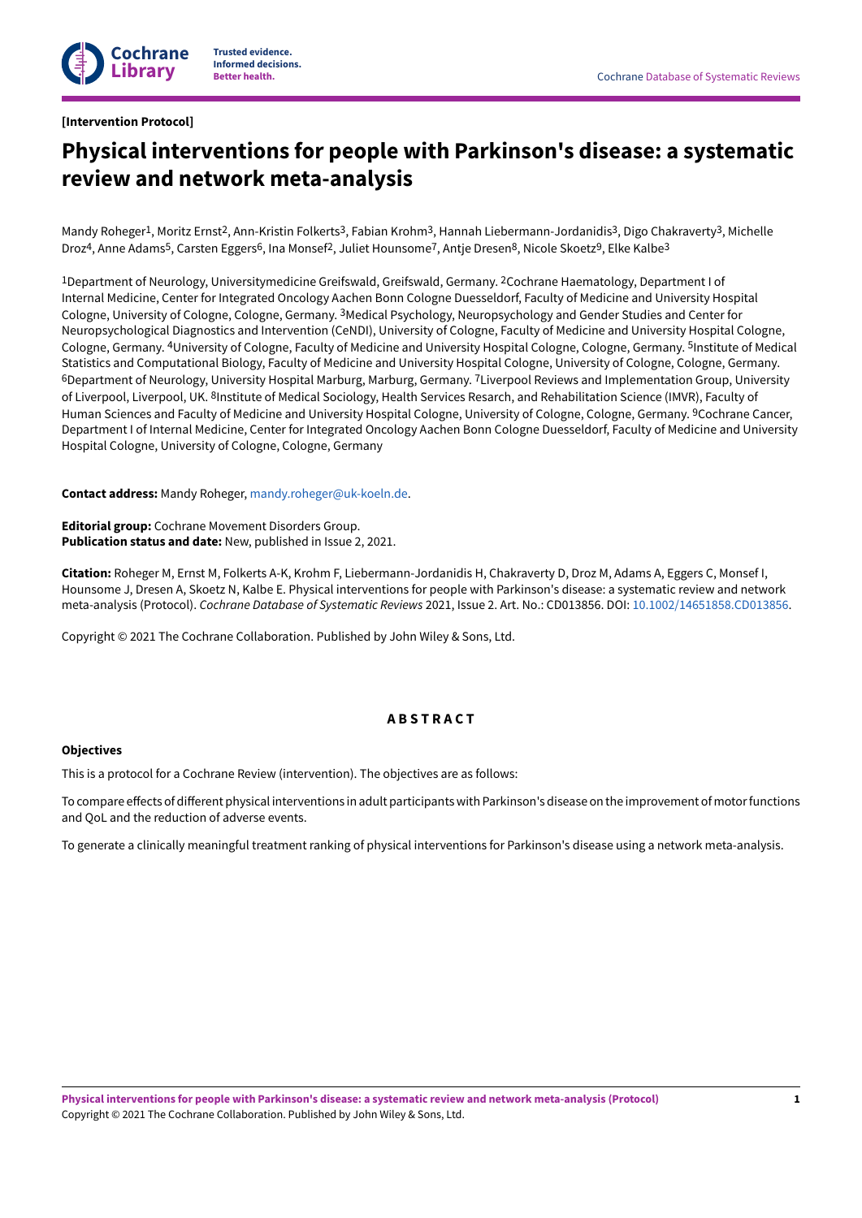[Intervention Protocol]

# Physical interventions for people with Parkinson's disease: a systematic review and network meta-analysis

Mandy Roheger[1], Moritz Ernst[2], Ann-Kristin Folkerts[3], Fabian Krohm[3], Hannah Liebermann-Jordanidis[3], Digo Chakraverty[3], Michelle Droz[4], Anne Adams[5], Carsten Eggers[6], Ina Monsef[2], Juliet Hounsome[7], Antje Dresen[8], Nicole Skoetz[9], Elke Kalbe[3]

[1]Department of Neurology, Universitymedicine Greifswald, Greifswald, Germany. [2]Cochrane Haematology, Department I of Internal Medicine, Center for Integrated Oncology Aachen Bonn Cologne Duesseldorf, Faculty of Medicine and University Hospital Cologne, University of Cologne, Cologne, Germany. [3]Medical Psychology, Neuropsychology and Gender Studies and Center for Neuropsychological Diagnostics and Intervention (CeNDI), University of Cologne, Faculty of Medicine and University Hospital Cologne, Cologne, Germany. [4]University of Cologne, Faculty of Medicine and University Hospital Cologne, Cologne, Germany. [5]Institute of Medical Statistics and Computational Biology, Faculty of Medicine and University Hospital Cologne, University of Cologne, Cologne, Germany. [6]Department of Neurology, University Hospital Marburg, Marburg, Germany. [7]Liverpool Reviews and Implementation Group, University of Liverpool, Liverpool, UK. [8]Institute of Medical Sociology, Health Services Resarch, and Rehabilitation Science (IMVR), Faculty of Human Sciences and Faculty of Medicine and University Hospital Cologne, University of Cologne, Cologne, Germany. [9]Cochrane Cancer, Department I of Internal Medicine, Center for Integrated Oncology Aachen Bonn Cologne Duesseldorf, Faculty of Medicine and University Hospital Cologne, University of Cologne, Cologne, Germany

**Contact address:** Mandy Roheger, mandy.roheger@uk-koeln.de.

**Editorial group:** Cochrane Movement Disorders Group.
**Publication status and date:** New, published in Issue 2, 2021.

**Citation:** Roheger M, Ernst M, Folkerts A-K, Krohm F, Liebermann-Jordanidis H, Chakraverty D, Droz M, Adams A, Eggers C, Monsef I, Hounsome J, Dresen A, Skoetz N, Kalbe E. Physical interventions for people with Parkinson's disease: a systematic review and network meta-analysis (Protocol). *Cochrane Database of Systematic Reviews* 2021, Issue 2. Art. No.: CD013856. DOI: 10.1002/14651858.CD013856.

Copyright © 2021 The Cochrane Collaboration. Published by John Wiley & Sons, Ltd.

## ABSTRACT

### Objectives

This is a protocol for a Cochrane Review (intervention). The objectives are as follows:

To compare effects of different physical interventions in adult participants with Parkinson's disease on the improvement of motor functions and QoL and the reduction of adverse events.

To generate a clinically meaningful treatment ranking of physical interventions for Parkinson's disease using a network meta-analysis.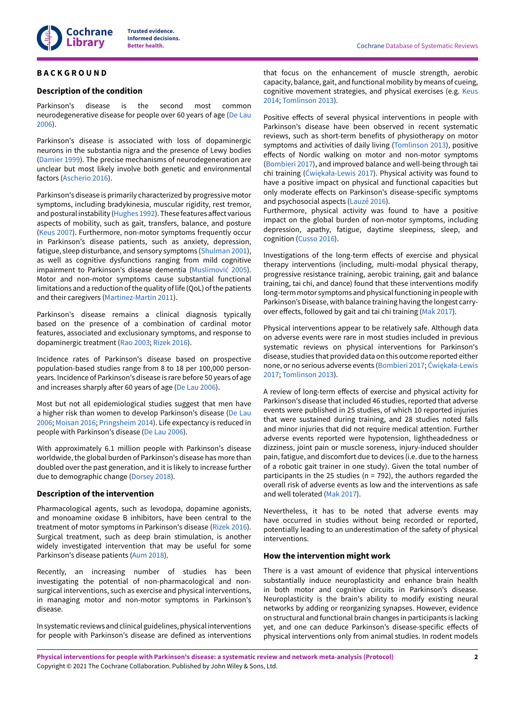# BACKGROUND

## Description of the condition

Parkinson's disease is the second most common neurodegenerative disease for people over 60 years of age (De Lau 2006).

Parkinson's disease is associated with loss of dopaminergic neurons in the substantia nigra and the presence of Lewy bodies (Damier 1999). The precise mechanisms of neurodegeneration are unclear but most likely involve both genetic and environmental factors (Ascherio 2016).

Parkinson's disease is primarily characterized by progressive motor symptoms, including bradykinesia, muscular rigidity, rest tremor, and postural instability (Hughes 1992). These features affect various aspects of mobility, such as gait, transfers, balance, and posture (Keus 2007). Furthermore, non-motor symptoms frequently occur in Parkinson's disease patients, such as anxiety, depression, fatigue, sleep disturbance, and sensory symptoms (Shulman 2001), as well as cognitive dysfunctions ranging from mild cognitive impairment to Parkinson's disease dementia (Muslimović 2005). Motor and non-motor symptoms cause substantial functional limitations and a reduction of the quality of life (QoL) of the patients and their caregivers (Martinez-Martin 2011).

Parkinson's disease remains a clinical diagnosis typically based on the presence of a combination of cardinal motor features, associated and exclusionary symptoms, and response to dopaminergic treatment (Rao 2003; Rizek 2016).

Incidence rates of Parkinson's disease based on prospective population-based studies range from 8 to 18 per 100,000 person-years. Incidence of Parkinson's disease is rare before 50 years of age and increases sharply after 60 years of age (De Lau 2006).

Most but not all epidemiological studies suggest that men have a higher risk than women to develop Parkinson's disease (De Lau 2006; Moisan 2016; Pringsheim 2014). Life expectancy is reduced in people with Parkinson's disease (De Lau 2006).

With approximately 6.1 million people with Parkinson's disease worldwide, the global burden of Parkinson's disease has more than doubled over the past generation, and it is likely to increase further due to demographic change (Dorsey 2018).

## Description of the intervention

Pharmacological agents, such as levodopa, dopamine agonists, and monoamine oxidase B inhibitors, have been central to the treatment of motor symptoms in Parkinson's disease (Rizek 2016). Surgical treatment, such as deep brain stimulation, is another widely investigated intervention that may be useful for some Parkinson's disease patients (Aum 2018).

Recently, an increasing number of studies has been investigating the potential of non-pharmacological and non-surgical interventions, such as exercise and physical interventions, in managing motor and non-motor symptoms in Parkinson's disease.

In systematic reviews and clinical guidelines, physical interventions for people with Parkinson's disease are defined as interventions that focus on the enhancement of muscle strength, aerobic capacity, balance, gait, and functional mobility by means of cueing, cognitive movement strategies, and physical exercises (e.g. Keus 2014; Tomlinson 2013).

Positive effects of several physical interventions in people with Parkinson's disease have been observed in recent systematic reviews, such as short-term benefits of physiotherapy on motor symptoms and activities of daily living (Tomlinson 2013), positive effects of Nordic walking on motor and non-motor symptoms (Bombieri 2017), and improved balance and well-being through tai chi training (Ćwiękała-Lewis 2017). Physical activity was found to have a positive impact on physical and functional capacities but only moderate effects on Parkinson's disease-specific symptoms and psychosocial aspects (Lauzé 2016).
Furthermore, physical activity was found to have a positive impact on the global burden of non-motor symptoms, including depression, apathy, fatigue, daytime sleepiness, sleep, and cognition (Cusso 2016).

Investigations of the long-term effects of exercise and physical therapy interventions (including, multi-modal physical therapy, progressive resistance training, aerobic training, gait and balance training, tai chi, and dance) found that these interventions modify long-term motor symptoms and physical functioning in people with Parkinson's Disease, with balance training having the longest carry-over effects, followed by gait and tai chi training (Mak 2017).

Physical interventions appear to be relatively safe. Although data on adverse events were rare in most studies included in previous systematic reviews on physical interventions for Parkinson's disease, studies that provided data on this outcome reported either none, or no serious adverse events (Bombieri 2017; Ćwiękała-Lewis 2017; Tomlinson 2013).

A review of long-term effects of exercise and physical activity for Parkinson's disease that included 46 studies, reported that adverse events were published in 25 studies, of which 10 reported injuries that were sustained during training, and 28 studies noted falls and minor injuries that did not require medical attention. Further adverse events reported were hypotension, lightheadedness or dizziness, joint pain or muscle soreness, injury-induced shoulder pain, fatigue, and discomfort due to devices (i.e. due to the harness of a robotic gait trainer in one study). Given the total number of participants in the 25 studies (n = 792), the authors regarded the overall risk of adverse events as low and the interventions as safe and well tolerated (Mak 2017).

Nevertheless, it has to be noted that adverse events may have occurred in studies without being recorded or reported, potentially leading to an underestimation of the safety of physical interventions.

## How the intervention might work

There is a vast amount of evidence that physical interventions substantially induce neuroplasticity and enhance brain health in both motor and cognitive circuits in Parkinson's disease. Neuroplasticity is the brain's ability to modify existing neural networks by adding or reorganizing synapses. However, evidence on structural and functional brain changes in participants is lacking yet, and one can deduce Parkinson's disease-specific effects of physical interventions only from animal studies. In rodent models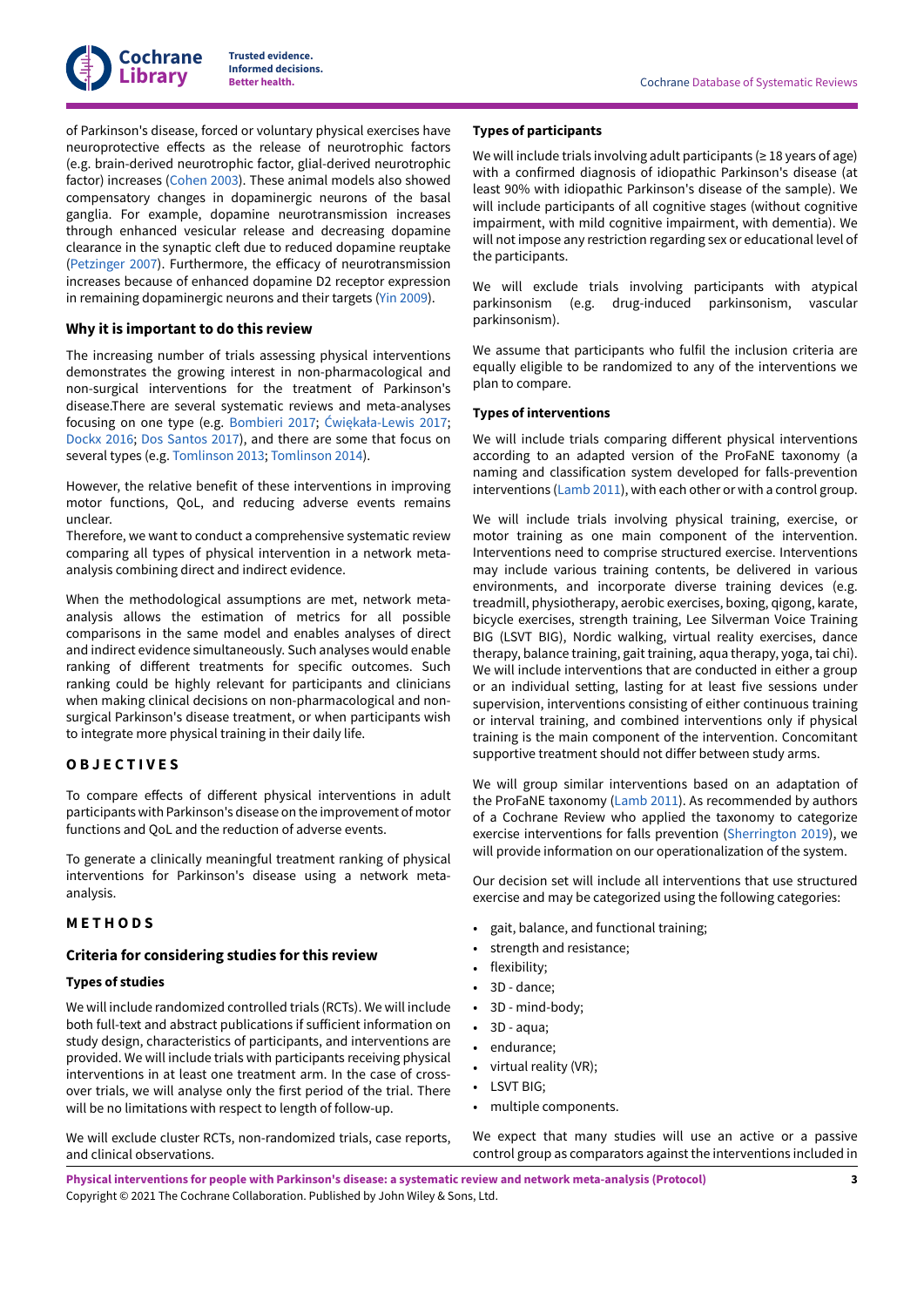of Parkinson's disease, forced or voluntary physical exercises have neuroprotective effects as the release of neurotrophic factors (e.g. brain-derived neurotrophic factor, glial-derived neurotrophic factor) increases (Cohen 2003). These animal models also showed compensatory changes in dopaminergic neurons of the basal ganglia. For example, dopamine neurotransmission increases through enhanced vesicular release and decreasing dopamine clearance in the synaptic cleft due to reduced dopamine reuptake (Petzinger 2007). Furthermore, the efficacy of neurotransmission increases because of enhanced dopamine D2 receptor expression in remaining dopaminergic neurons and their targets (Yin 2009).

### Why it is important to do this review

The increasing number of trials assessing physical interventions demonstrates the growing interest in non-pharmacological and non-surgical interventions for the treatment of Parkinson's disease.There are several systematic reviews and meta-analyses focusing on one type (e.g. Bombieri 2017; Ćwiękała-Lewis 2017; Dockx 2016; Dos Santos 2017), and there are some that focus on several types (e.g. Tomlinson 2013; Tomlinson 2014).

However, the relative benefit of these interventions in improving motor functions, QoL, and reducing adverse events remains unclear.
Therefore, we want to conduct a comprehensive systematic review comparing all types of physical intervention in a network meta-analysis combining direct and indirect evidence.

When the methodological assumptions are met, network meta-analysis allows the estimation of metrics for all possible comparisons in the same model and enables analyses of direct and indirect evidence simultaneously. Such analyses would enable ranking of different treatments for specific outcomes. Such ranking could be highly relevant for participants and clinicians when making clinical decisions on non-pharmacological and non-surgical Parkinson's disease treatment, or when participants wish to integrate more physical training in their daily life.

## OBJECTIVES

To compare effects of different physical interventions in adult participants with Parkinson's disease on the improvement of motor functions and QoL and the reduction of adverse events.

To generate a clinically meaningful treatment ranking of physical interventions for Parkinson's disease using a network meta-analysis.

## METHODS

### Criteria for considering studies for this review

#### Types of studies

We will include randomized controlled trials (RCTs). We will include both full-text and abstract publications if sufficient information on study design, characteristics of participants, and interventions are provided. We will include trials with participants receiving physical interventions in at least one treatment arm. In the case of cross-over trials, we will analyse only the first period of the trial. There will be no limitations with respect to length of follow-up.

We will exclude cluster RCTs, non-randomized trials, case reports, and clinical observations.

#### Types of participants

We will include trials involving adult participants (≥ 18 years of age) with a confirmed diagnosis of idiopathic Parkinson's disease (at least 90% with idiopathic Parkinson's disease of the sample). We will include participants of all cognitive stages (without cognitive impairment, with mild cognitive impairment, with dementia). We will not impose any restriction regarding sex or educational level of the participants.

We will exclude trials involving participants with atypical parkinsonism (e.g. drug-induced parkinsonism, vascular parkinsonism).

We assume that participants who fulfil the inclusion criteria are equally eligible to be randomized to any of the interventions we plan to compare.

#### Types of interventions

We will include trials comparing different physical interventions according to an adapted version of the ProFaNE taxonomy (a naming and classification system developed for falls-prevention interventions (Lamb 2011), with each other or with a control group.

We will include trials involving physical training, exercise, or motor training as one main component of the intervention. Interventions need to comprise structured exercise. Interventions may include various training contents, be delivered in various environments, and incorporate diverse training devices (e.g. treadmill, physiotherapy, aerobic exercises, boxing, qigong, karate, bicycle exercises, strength training, Lee Silverman Voice Training BIG (LSVT BIG), Nordic walking, virtual reality exercises, dance therapy, balance training, gait training, aqua therapy, yoga, tai chi). We will include interventions that are conducted in either a group or an individual setting, lasting for at least five sessions under supervision, interventions consisting of either continuous training or interval training, and combined interventions only if physical training is the main component of the intervention. Concomitant supportive treatment should not differ between study arms.

We will group similar interventions based on an adaptation of the ProFaNE taxonomy (Lamb 2011). As recommended by authors of a Cochrane Review who applied the taxonomy to categorize exercise interventions for falls prevention (Sherrington 2019), we will provide information on our operationalization of the system.

Our decision set will include all interventions that use structured exercise and may be categorized using the following categories:

- gait, balance, and functional training;
- strength and resistance;
- flexibility;
- 3D - dance;
- 3D - mind-body;
- 3D - aqua;
- endurance;
- virtual reality (VR);
- LSVT BIG;
- multiple components.

We expect that many studies will use an active or a passive control group as comparators against the interventions included in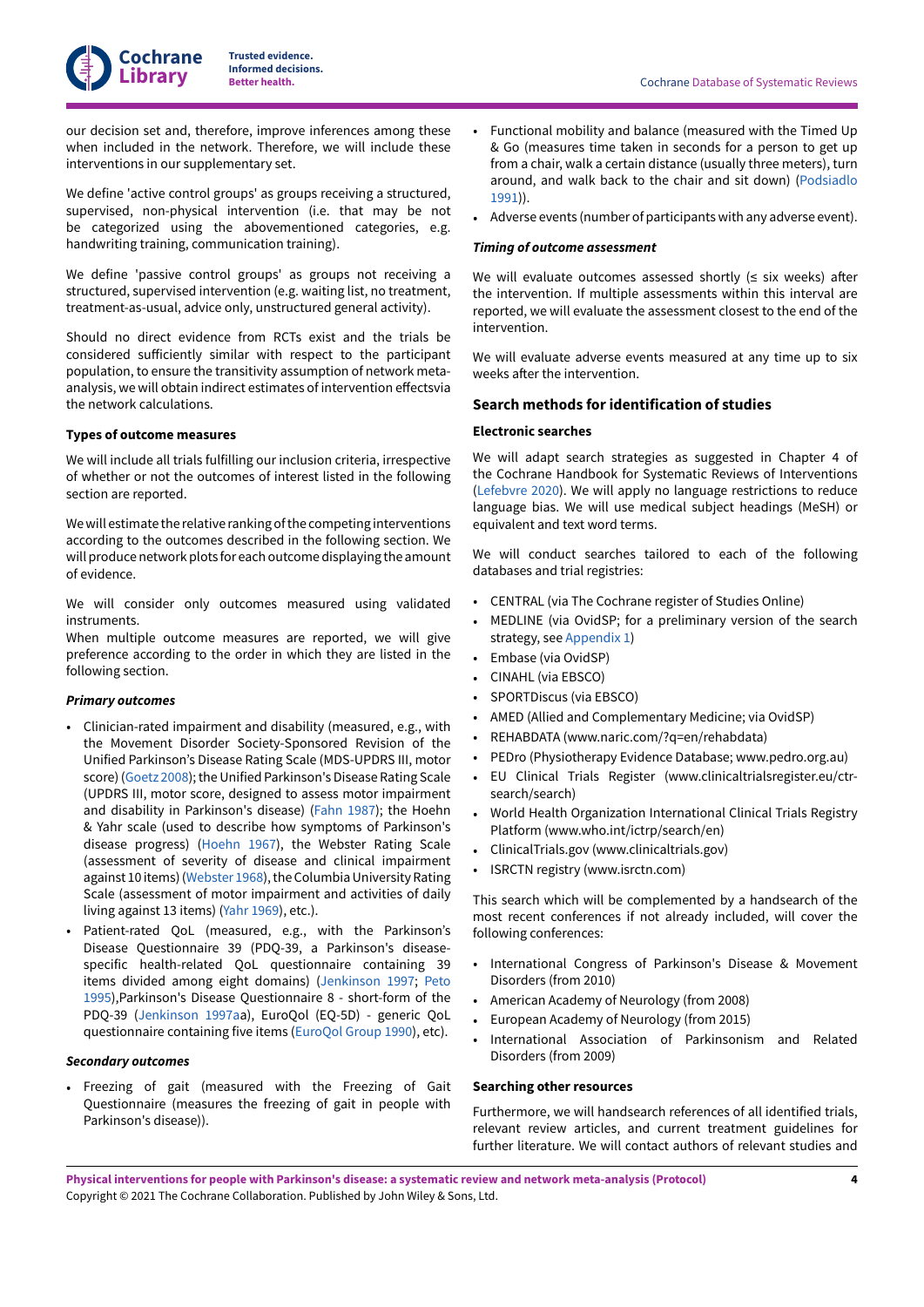our decision set and, therefore, improve inferences among these when included in the network. Therefore, we will include these interventions in our supplementary set.

We define 'active control groups' as groups receiving a structured, supervised, non-physical intervention (i.e. that may be not be categorized using the abovementioned categories, e.g. handwriting training, communication training).

We define 'passive control groups' as groups not receiving a structured, supervised intervention (e.g. waiting list, no treatment, treatment-as-usual, advice only, unstructured general activity).

Should no direct evidence from RCTs exist and the trials be considered sufficiently similar with respect to the participant population, to ensure the transitivity assumption of network meta-analysis, we will obtain indirect estimates of intervention effectsvia the network calculations.

#### Types of outcome measures

We will include all trials fulfilling our inclusion criteria, irrespective of whether or not the outcomes of interest listed in the following section are reported.

We will estimate the relative ranking of the competing interventions according to the outcomes described in the following section. We will produce network plots for each outcome displaying the amount of evidence.

We will consider only outcomes measured using validated instruments.
When multiple outcome measures are reported, we will give preference according to the order in which they are listed in the following section.

##### *Primary outcomes*

- Clinician-rated impairment and disability (measured, e.g., with the Movement Disorder Society-Sponsored Revision of the Unified Parkinson's Disease Rating Scale (MDS-UPDRS III, motor score) (Goetz 2008); the Unified Parkinson's Disease Rating Scale (UPDRS III, motor score, designed to assess motor impairment and disability in Parkinson's disease) (Fahn 1987); the Hoehn & Yahr scale (used to describe how symptoms of Parkinson's disease progress) (Hoehn 1967), the Webster Rating Scale (assessment of severity of disease and clinical impairment against 10 items) (Webster 1968), the Columbia University Rating Scale (assessment of motor impairment and activities of daily living against 13 items) (Yahr 1969), etc.).
- Patient-rated QoL (measured, e.g., with the Parkinson's Disease Questionnaire 39 (PDQ-39, a Parkinson's disease-specific health-related QoL questionnaire containing 39 items divided among eight domains) (Jenkinson 1997; Peto 1995),Parkinson's Disease Questionnaire 8 - short-form of the PDQ-39 (Jenkinson 1997aa), EuroQol (EQ-5D) - generic QoL questionnaire containing five items (EuroQol Group 1990), etc).

##### *Secondary outcomes*

- Freezing of gait (measured with the Freezing of Gait Questionnaire (measures the freezing of gait in people with Parkinson's disease)).
- Functional mobility and balance (measured with the Timed Up & Go (measures time taken in seconds for a person to get up from a chair, walk a certain distance (usually three meters), turn around, and walk back to the chair and sit down) (Podsiadlo 1991)).
- Adverse events (number of participants with any adverse event).

##### *Timing of outcome assessment*

We will evaluate outcomes assessed shortly (≤ six weeks) after the intervention. If multiple assessments within this interval are reported, we will evaluate the assessment closest to the end of the intervention.

We will evaluate adverse events measured at any time up to six weeks after the intervention.

### Search methods for identification of studies

#### Electronic searches

We will adapt search strategies as suggested in Chapter 4 of the Cochrane Handbook for Systematic Reviews of Interventions (Lefebvre 2020). We will apply no language restrictions to reduce language bias. We will use medical subject headings (MeSH) or equivalent and text word terms.

We will conduct searches tailored to each of the following databases and trial registries:

- CENTRAL (via The Cochrane register of Studies Online)
- MEDLINE (via OvidSP; for a preliminary version of the search strategy, see Appendix 1)
- Embase (via OvidSP)
- CINAHL (via EBSCO)
- SPORTDiscus (via EBSCO)
- AMED (Allied and Complementary Medicine; via OvidSP)
- REHABDATA (www.naric.com/?q=en/rehabdata)
- PEDro (Physiotherapy Evidence Database; www.pedro.org.au)
- EU Clinical Trials Register (www.clinicaltrialsregister.eu/ctr-search/search)
- World Health Organization International Clinical Trials Registry Platform (www.who.int/ictrp/search/en)
- ClinicalTrials.gov (www.clinicaltrials.gov)
- ISRCTN registry (www.isrctn.com)

This search which will be complemented by a handsearch of the most recent conferences if not already included, will cover the following conferences:

- International Congress of Parkinson's Disease & Movement Disorders (from 2010)
- American Academy of Neurology (from 2008)
- European Academy of Neurology (from 2015)
- International Association of Parkinsonism and Related Disorders (from 2009)

#### Searching other resources

Furthermore, we will handsearch references of all identified trials, relevant review articles, and current treatment guidelines for further literature. We will contact authors of relevant studies and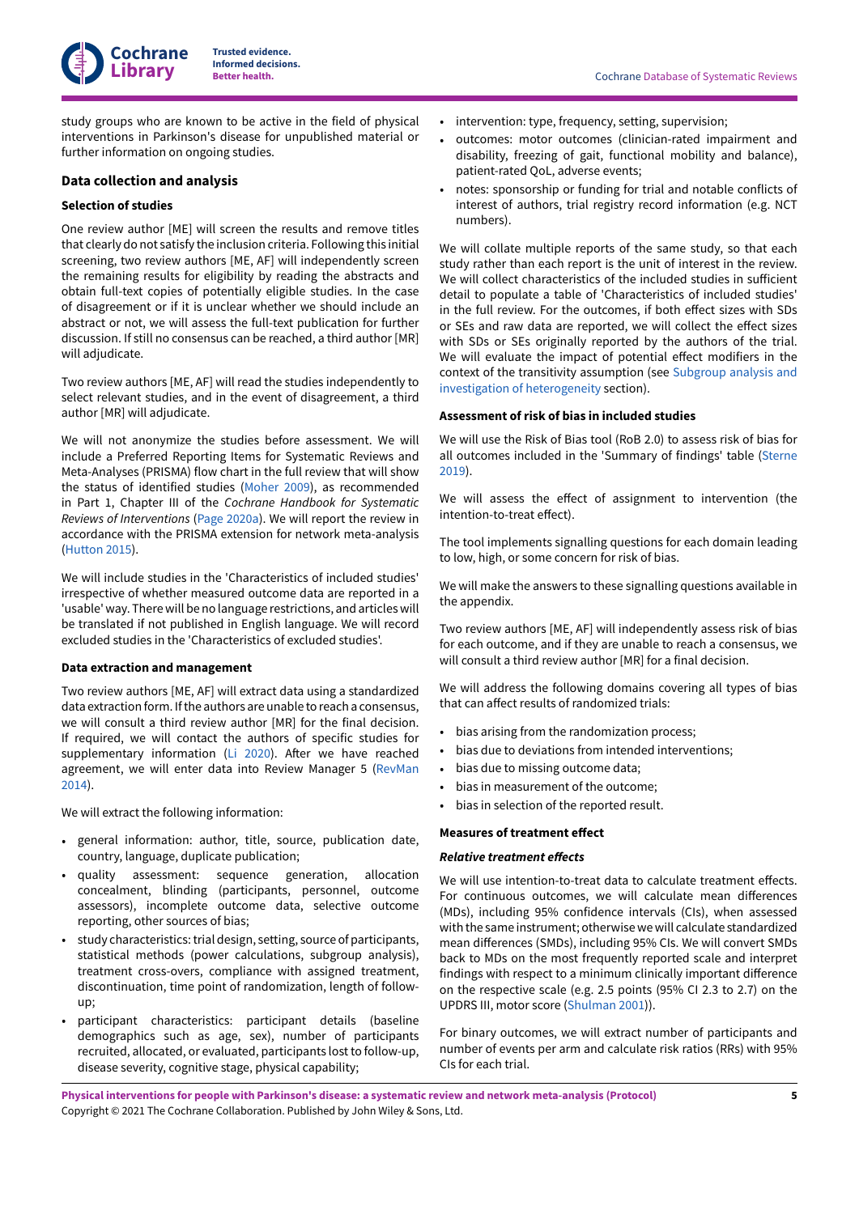study groups who are known to be active in the field of physical interventions in Parkinson's disease for unpublished material or further information on ongoing studies.

## Data collection and analysis

### Selection of studies

One review author [ME] will screen the results and remove titles that clearly do not satisfy the inclusion criteria. Following this initial screening, two review authors [ME, AF] will independently screen the remaining results for eligibility by reading the abstracts and obtain full-text copies of potentially eligible studies. In the case of disagreement or if it is unclear whether we should include an abstract or not, we will assess the full-text publication for further discussion. If still no consensus can be reached, a third author [MR] will adjudicate.

Two review authors [ME, AF] will read the studies independently to select relevant studies, and in the event of disagreement, a third author [MR] will adjudicate.

We will not anonymize the studies before assessment. We will include a Preferred Reporting Items for Systematic Reviews and Meta-Analyses (PRISMA) flow chart in the full review that will show the status of identified studies (Moher 2009), as recommended in Part 1, Chapter III of the *Cochrane Handbook for Systematic Reviews of Interventions* (Page 2020a). We will report the review in accordance with the PRISMA extension for network meta-analysis (Hutton 2015).

We will include studies in the 'Characteristics of included studies' irrespective of whether measured outcome data are reported in a 'usable' way. There will be no language restrictions, and articles will be translated if not published in English language. We will record excluded studies in the 'Characteristics of excluded studies'.

### Data extraction and management

Two review authors [ME, AF] will extract data using a standardized data extraction form. If the authors are unable to reach a consensus, we will consult a third review author [MR] for the final decision. If required, we will contact the authors of specific studies for supplementary information (Li 2020). After we have reached agreement, we will enter data into Review Manager 5 (RevMan 2014).

We will extract the following information:

- general information: author, title, source, publication date, country, language, duplicate publication;
- quality assessment: sequence generation, allocation concealment, blinding (participants, personnel, outcome assessors), incomplete outcome data, selective outcome reporting, other sources of bias;
- study characteristics: trial design, setting, source of participants, statistical methods (power calculations, subgroup analysis), treatment cross-overs, compliance with assigned treatment, discontinuation, time point of randomization, length of follow-up;
- participant characteristics: participant details (baseline demographics such as age, sex), number of participants recruited, allocated, or evaluated, participants lost to follow-up, disease severity, cognitive stage, physical capability;
- intervention: type, frequency, setting, supervision;
- outcomes: motor outcomes (clinician-rated impairment and disability, freezing of gait, functional mobility and balance), patient-rated QoL, adverse events;
- notes: sponsorship or funding for trial and notable conflicts of interest of authors, trial registry record information (e.g. NCT numbers).

We will collate multiple reports of the same study, so that each study rather than each report is the unit of interest in the review. We will collect characteristics of the included studies in sufficient detail to populate a table of 'Characteristics of included studies' in the full review. For the outcomes, if both effect sizes with SDs or SEs and raw data are reported, we will collect the effect sizes with SDs or SEs originally reported by the authors of the trial. We will evaluate the impact of potential effect modifiers in the context of the transitivity assumption (see Subgroup analysis and investigation of heterogeneity section).

### Assessment of risk of bias in included studies

We will use the Risk of Bias tool (RoB 2.0) to assess risk of bias for all outcomes included in the 'Summary of findings' table (Sterne 2019).

We will assess the effect of assignment to intervention (the intention-to-treat effect).

The tool implements signalling questions for each domain leading to low, high, or some concern for risk of bias.

We will make the answers to these signalling questions available in the appendix.

Two review authors [ME, AF] will independently assess risk of bias for each outcome, and if they are unable to reach a consensus, we will consult a third review author [MR] for a final decision.

We will address the following domains covering all types of bias that can affect results of randomized trials:

- bias arising from the randomization process;
- bias due to deviations from intended interventions;
- bias due to missing outcome data;
- bias in measurement of the outcome;
- bias in selection of the reported result.

### Measures of treatment effect

#### *Relative treatment effects*

We will use intention-to-treat data to calculate treatment effects. For continuous outcomes, we will calculate mean differences (MDs), including 95% confidence intervals (CIs), when assessed with the same instrument; otherwise we will calculate standardized mean differences (SMDs), including 95% CIs. We will convert SMDs back to MDs on the most frequently reported scale and interpret findings with respect to a minimum clinically important difference on the respective scale (e.g. 2.5 points (95% CI 2.3 to 2.7) on the UPDRS III, motor score (Shulman 2001)).

For binary outcomes, we will extract number of participants and number of events per arm and calculate risk ratios (RRs) with 95% CIs for each trial.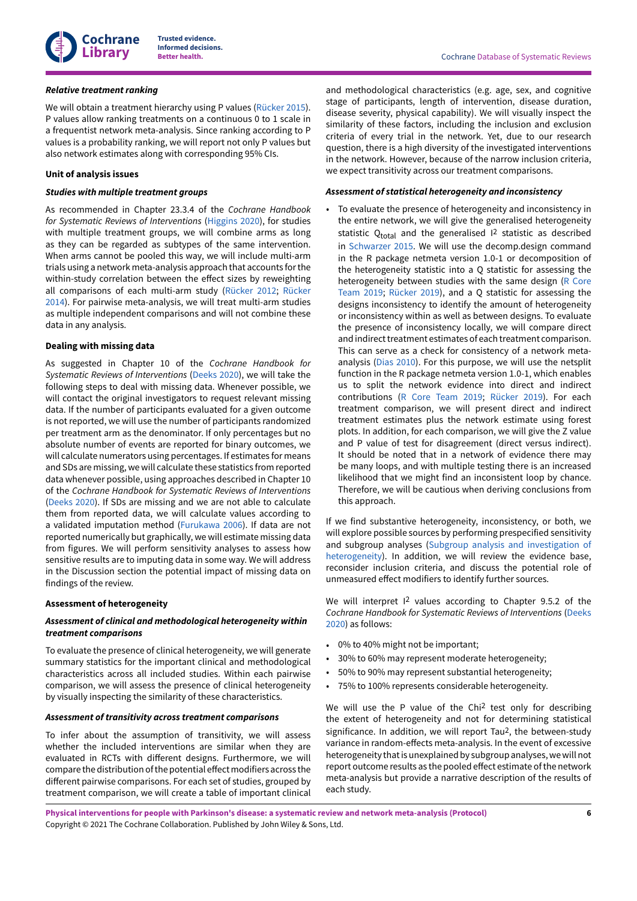***Relative treatment ranking***

We will obtain a treatment hierarchy using P values (Rücker 2015). P values allow ranking treatments on a continuous 0 to 1 scale in a frequentist network meta-analysis. Since ranking according to P values is a probability ranking, we will report not only P values but also network estimates along with corresponding 95% CIs.

**Unit of analysis issues**

***Studies with multiple treatment groups***

As recommended in Chapter 23.3.4 of the *Cochrane Handbook for Systematic Reviews of Interventions* (Higgins 2020), for studies with multiple treatment groups, we will combine arms as long as they can be regarded as subtypes of the same intervention. When arms cannot be pooled this way, we will include multi-arm trials using a network meta-analysis approach that accounts for the within-study correlation between the effect sizes by reweighting all comparisons of each multi-arm study (Rücker 2012; Rücker 2014). For pairwise meta-analysis, we will treat multi-arm studies as multiple independent comparisons and will not combine these data in any analysis.

**Dealing with missing data**

As suggested in Chapter 10 of the *Cochrane Handbook for Systematic Reviews of Interventions* (Deeks 2020), we will take the following steps to deal with missing data. Whenever possible, we will contact the original investigators to request relevant missing data. If the number of participants evaluated for a given outcome is not reported, we will use the number of participants randomized per treatment arm as the denominator. If only percentages but no absolute number of events are reported for binary outcomes, we will calculate numerators using percentages. If estimates for means and SDs are missing, we will calculate these statistics from reported data whenever possible, using approaches described in Chapter 10 of the *Cochrane Handbook for Systematic Reviews of Interventions* (Deeks 2020). If SDs are missing and we are not able to calculate them from reported data, we will calculate values according to a validated imputation method (Furukawa 2006). If data are not reported numerically but graphically, we will estimate missing data from figures. We will perform sensitivity analyses to assess how sensitive results are to imputing data in some way. We will address in the Discussion section the potential impact of missing data on findings of the review.

**Assessment of heterogeneity**

***Assessment of clinical and methodological heterogeneity within treatment comparisons***

To evaluate the presence of clinical heterogeneity, we will generate summary statistics for the important clinical and methodological characteristics across all included studies. Within each pairwise comparison, we will assess the presence of clinical heterogeneity by visually inspecting the similarity of these characteristics.

***Assessment of transitivity across treatment comparisons***

To infer about the assumption of transitivity, we will assess whether the included interventions are similar when they are evaluated in RCTs with different designs. Furthermore, we will compare the distribution of the potential effect modifiers across the different pairwise comparisons. For each set of studies, grouped by treatment comparison, we will create a table of important clinical and methodological characteristics (e.g. age, sex, and cognitive stage of participants, length of intervention, disease duration, disease severity, physical capability). We will visually inspect the similarity of these factors, including the inclusion and exclusion criteria of every trial in the network. Yet, due to our research question, there is a high diversity of the investigated interventions in the network. However, because of the narrow inclusion criteria, we expect transitivity across our treatment comparisons.

***Assessment of statistical heterogeneity and inconsistency***

- To evaluate the presence of heterogeneity and inconsistency in the entire network, we will give the generalised heterogeneity statistic $Q_{total}$ and the generalised $I^2$ statistic as described in Schwarzer 2015. We will use the decomp.design command in the R package netmeta version 1.0-1 or decomposition of the heterogeneity statistic into a Q statistic for assessing the heterogeneity between studies with the same design (R Core Team 2019; Rücker 2019), and a Q statistic for assessing the designs inconsistency to identify the amount of heterogeneity or inconsistency within as well as between designs. To evaluate the presence of inconsistency locally, we will compare direct and indirect treatment estimates of each treatment comparison. This can serve as a check for consistency of a network meta-analysis (Dias 2010). For this purpose, we will use the netsplit function in the R package netmeta version 1.0-1, which enables us to split the network evidence into direct and indirect contributions (R Core Team 2019; Rücker 2019). For each treatment comparison, we will present direct and indirect treatment estimates plus the network estimate using forest plots. In addition, for each comparison, we will give the Z value and P value of test for disagreement (direct versus indirect). It should be noted that in a network of evidence there may be many loops, and with multiple testing there is an increased likelihood that we might find an inconsistent loop by chance. Therefore, we will be cautious when deriving conclusions from this approach.

If we find substantive heterogeneity, inconsistency, or both, we will explore possible sources by performing prespecified sensitivity and subgroup analyses (Subgroup analysis and investigation of heterogeneity). In addition, we will review the evidence base, reconsider inclusion criteria, and discuss the potential role of unmeasured effect modifiers to identify further sources.

We will interpret $I^2$ values according to Chapter 9.5.2 of the *Cochrane Handbook for Systematic Reviews of Interventions* (Deeks 2020) as follows:

- 0% to 40% might not be important;
- 30% to 60% may represent moderate heterogeneity;
- 50% to 90% may represent substantial heterogeneity;
- 75% to 100% represents considerable heterogeneity.

We will use the P value of the $Chi^2$ test only for describing the extent of heterogeneity and not for determining statistical significance. In addition, we will report $Tau^2$, the between-study variance in random-effects meta-analysis. In the event of excessive heterogeneity that is unexplained by subgroup analyses, we will not report outcome results as the pooled effect estimate of the network meta-analysis but provide a narrative description of the results of each study.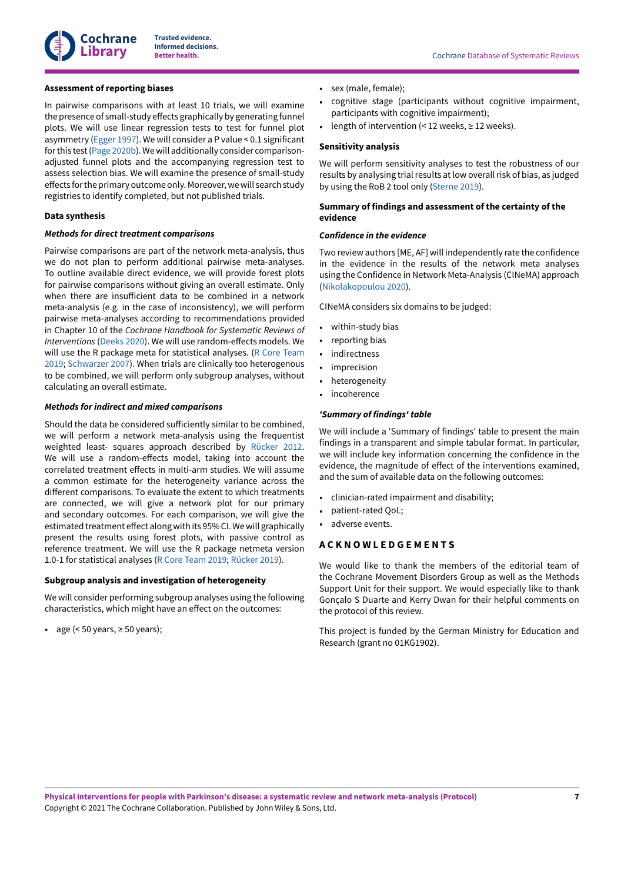### Assessment of reporting biases

In pairwise comparisons with at least 10 trials, we will examine the presence of small-study effects graphically by generating funnel plots. We will use linear regression tests to test for funnel plot asymmetry (Egger 1997). We will consider a P value < 0.1 significant for this test (Page 2020b). We will additionally consider comparison-adjusted funnel plots and the accompanying regression test to assess selection bias. We will examine the presence of small-study effects for the primary outcome only. Moreover, we will search study registries to identify completed, but not published trials.

### Data synthesis

#### *Methods for direct treatment comparisons*

Pairwise comparisons are part of the network meta-analysis, thus we do not plan to perform additional pairwise meta-analyses. To outline available direct evidence, we will provide forest plots for pairwise comparisons without giving an overall estimate. Only when there are insufficient data to be combined in a network meta-analysis (e.g. in the case of inconsistency), we will perform pairwise meta-analyses according to recommendations provided in Chapter 10 of the *Cochrane Handbook for Systematic Reviews of Interventions* (Deeks 2020). We will use random-effects models. We will use the R package meta for statistical analyses. (R Core Team 2019; Schwarzer 2007). When trials are clinically too heterogenous to be combined, we will perform only subgroup analyses, without calculating an overall estimate.

#### *Methods for indirect and mixed comparisons*

Should the data be considered sufficiently similar to be combined, we will perform a network meta-analysis using the frequentist weighted least- squares approach described by Rücker 2012. We will use a random-effects model, taking into account the correlated treatment effects in multi-arm studies. We will assume a common estimate for the heterogeneity variance across the different comparisons. To evaluate the extent to which treatments are connected, we will give a network plot for our primary and secondary outcomes. For each comparison, we will give the estimated treatment effect along with its 95% CI. We will graphically present the results using forest plots, with passive control as reference treatment. We will use the R package netmeta version 1.0-1 for statistical analyses (R Core Team 2019; Rücker 2019).

### Subgroup analysis and investigation of heterogeneity

We will consider performing subgroup analyses using the following characteristics, which might have an effect on the outcomes:

- age (< 50 years, ≥ 50 years);
- sex (male, female);
- cognitive stage (participants without cognitive impairment, participants with cognitive impairment);
- length of intervention (< 12 weeks, ≥ 12 weeks).

### Sensitivity analysis

We will perform sensitivity analyses to test the robustness of our results by analysing trial results at low overall risk of bias, as judged by using the RoB 2 tool only (Sterne 2019).

### Summary of findings and assessment of the certainty of the evidence

#### *Confidence in the evidence*

Two review authors [ME, AF] will independently rate the confidence in the evidence in the results of the network meta analyses using the Confidence in Network Meta-Analysis (CINeMA) approach (Nikolakopoulou 2020).

CINeMA considers six domains to be judged:

- within-study bias
- reporting bias
- indirectness
- imprecision
- heterogeneity
- incoherence

#### *'Summary of findings' table*

We will include a 'Summary of findings' table to present the main findings in a transparent and simple tabular format. In particular, we will include key information concerning the confidence in the evidence, the magnitude of effect of the interventions examined, and the sum of available data on the following outcomes:

- clinician-rated impairment and disability;
- patient-rated QoL;
- adverse events.

## ACKNOWLEDGEMENTS

We would like to thank the members of the editorial team of the Cochrane Movement Disorders Group as well as the Methods Support Unit for their support. We would especially like to thank Gonçalo S Duarte and Kerry Dwan for their helpful comments on the protocol of this review.

This project is funded by the German Ministry for Education and Research (grant no 01KG1902).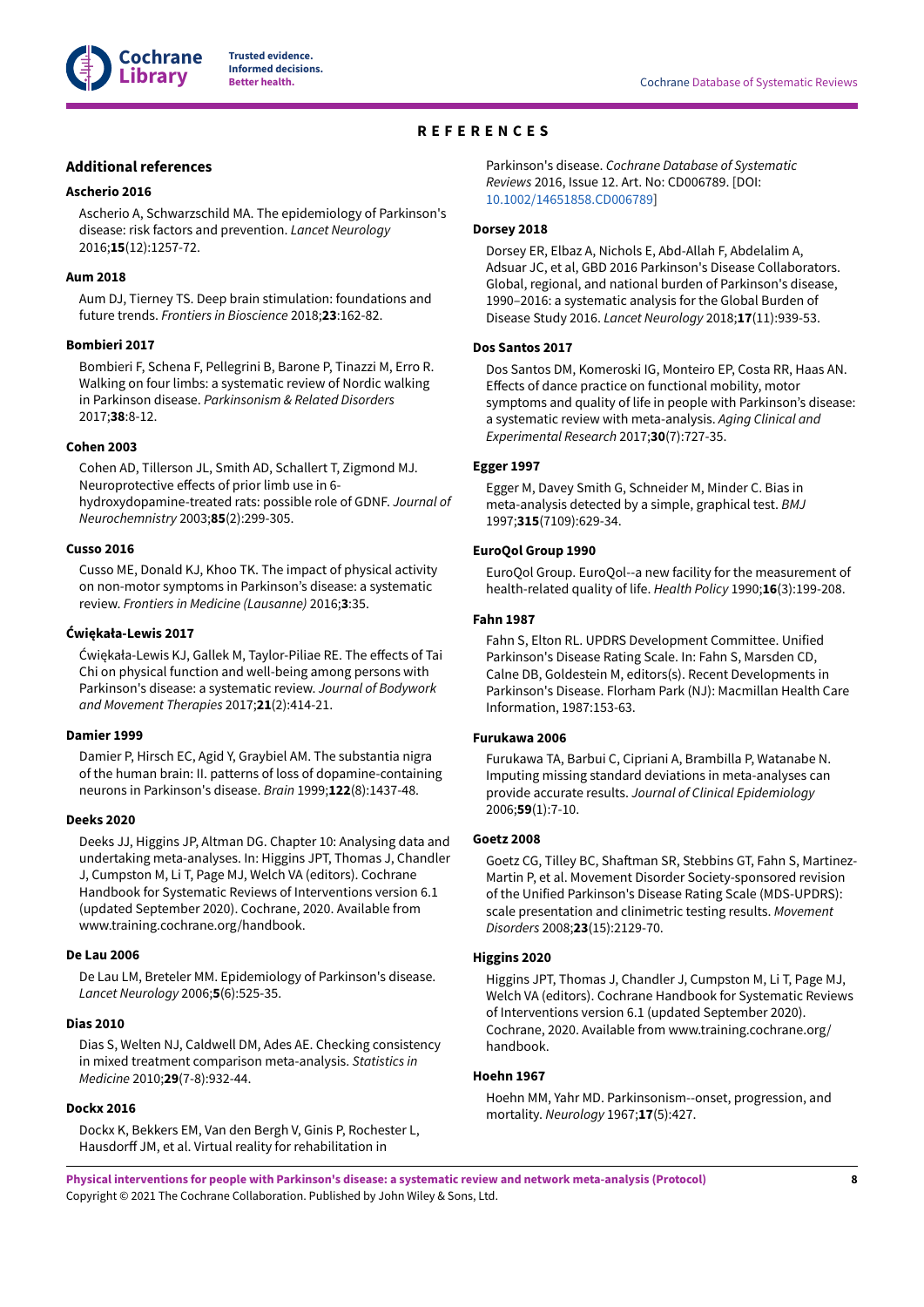# REFERENCES

## Additional references

### Ascherio 2016

Ascherio A, Schwarzschild MA. The epidemiology of Parkinson's disease: risk factors and prevention. *Lancet Neurology* 2016;**15**(12):1257-72.

### Aum 2018

Aum DJ, Tierney TS. Deep brain stimulation: foundations and future trends. *Frontiers in Bioscience* 2018;**23**:162-82.

### Bombieri 2017

Bombieri F, Schena F, Pellegrini B, Barone P, Tinazzi M, Erro R. Walking on four limbs: a systematic review of Nordic walking in Parkinson disease. *Parkinsonism & Related Disorders* 2017;**38**:8-12.

### Cohen 2003

Cohen AD, Tillerson JL, Smith AD, Schallert T, Zigmond MJ. Neuroprotective effects of prior limb use in 6-hydroxydopamine-treated rats: possible role of GDNF. *Journal of Neurochemnistry* 2003;**85**(2):299-305.

### Cusso 2016

Cusso ME, Donald KJ, Khoo TK. The impact of physical activity on non-motor symptoms in Parkinson's disease: a systematic review. *Frontiers in Medicine (Lausanne)* 2016;**3**:35.

### Ćwiękała-Lewis 2017

Ćwiękała-Lewis KJ, Gallek M, Taylor-Piliae RE. The effects of Tai Chi on physical function and well-being among persons with Parkinson's disease: a systematic review. *Journal of Bodywork and Movement Therapies* 2017;**21**(2):414-21.

### Damier 1999

Damier P, Hirsch EC, Agid Y, Graybiel AM. The substantia nigra of the human brain: II. patterns of loss of dopamine-containing neurons in Parkinson's disease. *Brain* 1999;**122**(8):1437-48.

### Deeks 2020

Deeks JJ, Higgins JP, Altman DG. Chapter 10: Analysing data and undertaking meta-analyses. In: Higgins JPT, Thomas J, Chandler J, Cumpston M, Li T, Page MJ, Welch VA (editors). Cochrane Handbook for Systematic Reviews of Interventions version 6.1 (updated September 2020). Cochrane, 2020. Available from www.training.cochrane.org/handbook.

### De Lau 2006

De Lau LM, Breteler MM. Epidemiology of Parkinson's disease. *Lancet Neurology* 2006;**5**(6):525-35.

### Dias 2010

Dias S, Welten NJ, Caldwell DM, Ades AE. Checking consistency in mixed treatment comparison meta-analysis. *Statistics in Medicine* 2010;**29**(7-8):932-44.

### Dockx 2016

Dockx K, Bekkers EM, Van den Bergh V, Ginis P, Rochester L, Hausdorff JM, et al. Virtual reality for rehabilitation in Parkinson's disease. *Cochrane Database of Systematic Reviews* 2016, Issue 12. Art. No: CD006789. [DOI: 10.1002/14651858.CD006789]

### Dorsey 2018

Dorsey ER, Elbaz A, Nichols E, Abd-Allah F, Abdelalim A, Adsuar JC, et al, GBD 2016 Parkinson's Disease Collaborators. Global, regional, and national burden of Parkinson's disease, 1990–2016: a systematic analysis for the Global Burden of Disease Study 2016. *Lancet Neurology* 2018;**17**(11):939-53.

### Dos Santos 2017

Dos Santos DM, Komeroski IG, Monteiro EP, Costa RR, Haas AN. Effects of dance practice on functional mobility, motor symptoms and quality of life in people with Parkinson's disease: a systematic review with meta-analysis. *Aging Clinical and Experimental Research* 2017;**30**(7):727-35.

### Egger 1997

Egger M, Davey Smith G, Schneider M, Minder C. Bias in meta-analysis detected by a simple, graphical test. *BMJ* 1997;**315**(7109):629-34.

### EuroQol Group 1990

EuroQol Group. EuroQol--a new facility for the measurement of health-related quality of life. *Health Policy* 1990;**16**(3):199-208.

### Fahn 1987

Fahn S, Elton RL. UPDRS Development Committee. Unified Parkinson's Disease Rating Scale. In: Fahn S, Marsden CD, Calne DB, Goldestein M, editors(s). Recent Developments in Parkinson's Disease. Florham Park (NJ): Macmillan Health Care Information, 1987:153-63.

### Furukawa 2006

Furukawa TA, Barbui C, Cipriani A, Brambilla P, Watanabe N. Imputing missing standard deviations in meta-analyses can provide accurate results. *Journal of Clinical Epidemiology* 2006;**59**(1):7-10.

### Goetz 2008

Goetz CG, Tilley BC, Shaftman SR, Stebbins GT, Fahn S, Martinez-Martin P, et al. Movement Disorder Society-sponsored revision of the Unified Parkinson's Disease Rating Scale (MDS-UPDRS): scale presentation and clinimetric testing results. *Movement Disorders* 2008;**23**(15):2129-70.

### Higgins 2020

Higgins JPT, Thomas J, Chandler J, Cumpston M, Li T, Page MJ, Welch VA (editors). Cochrane Handbook for Systematic Reviews of Interventions version 6.1 (updated September 2020). Cochrane, 2020. Available from www.training.cochrane.org/handbook.

### Hoehn 1967

Hoehn MM, Yahr MD. Parkinsonism--onset, progression, and mortality. *Neurology* 1967;**17**(5):427.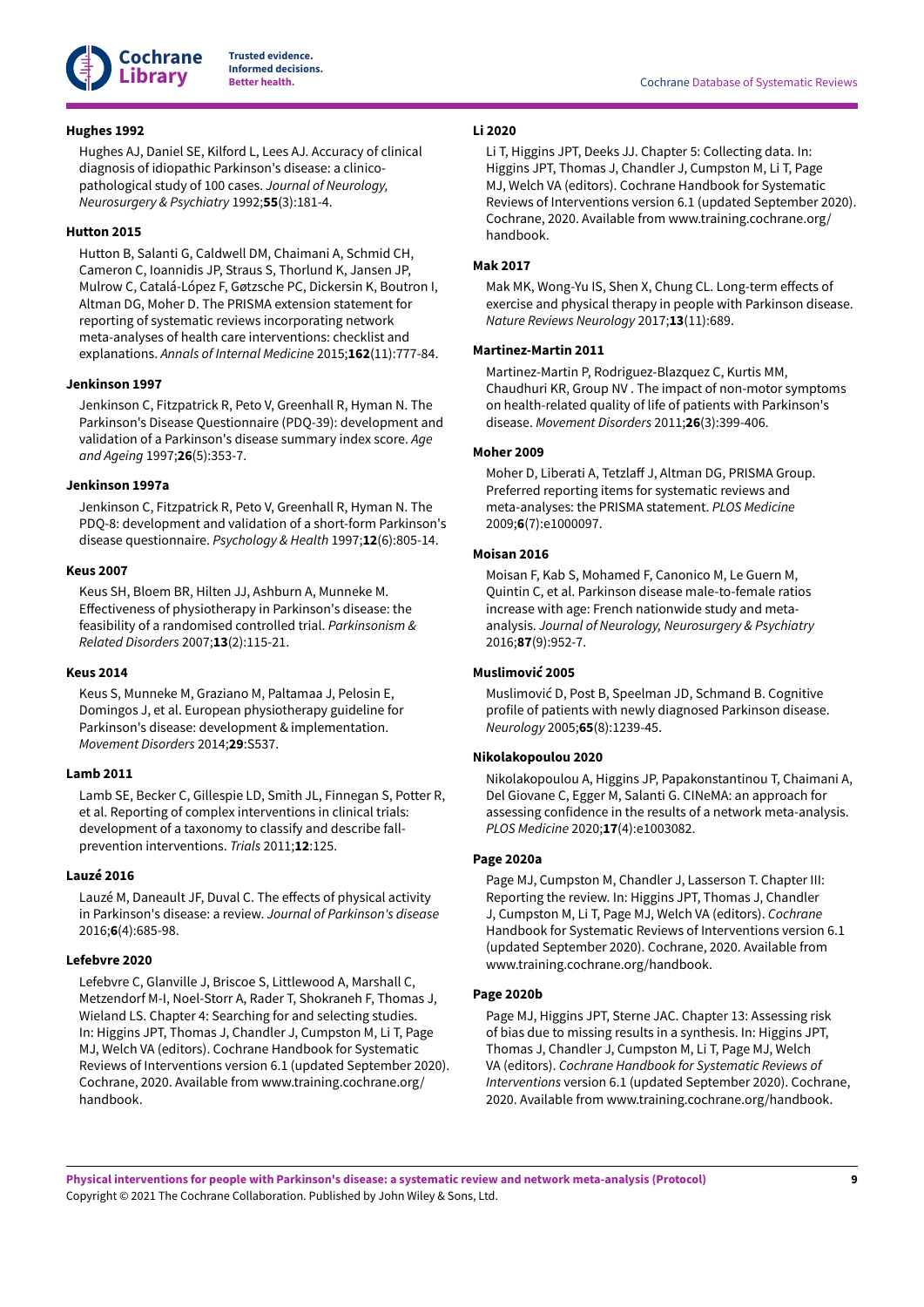**Hughes 1992**

Hughes AJ, Daniel SE, Kilford L, Lees AJ. Accuracy of clinical diagnosis of idiopathic Parkinson's disease: a clinico-pathological study of 100 cases. *Journal of Neurology, Neurosurgery & Psychiatry* 1992;**55**(3):181-4.

**Hutton 2015**

Hutton B, Salanti G, Caldwell DM, Chaimani A, Schmid CH, Cameron C, Ioannidis JP, Straus S, Thorlund K, Jansen JP, Mulrow C, Catalá-López F, Gøtzsche PC, Dickersin K, Boutron I, Altman DG, Moher D. The PRISMA extension statement for reporting of systematic reviews incorporating network meta-analyses of health care interventions: checklist and explanations. *Annals of Internal Medicine* 2015;**162**(11):777-84.

**Jenkinson 1997**

Jenkinson C, Fitzpatrick R, Peto V, Greenhall R, Hyman N. The Parkinson's Disease Questionnaire (PDQ-39): development and validation of a Parkinson's disease summary index score. *Age and Ageing* 1997;**26**(5):353-7.

**Jenkinson 1997a**

Jenkinson C, Fitzpatrick R, Peto V, Greenhall R, Hyman N. The PDQ-8: development and validation of a short-form Parkinson's disease questionnaire. *Psychology & Health* 1997;**12**(6):805-14.

**Keus 2007**

Keus SH, Bloem BR, Hilten JJ, Ashburn A, Munneke M. Effectiveness of physiotherapy in Parkinson's disease: the feasibility of a randomised controlled trial. *Parkinsonism & Related Disorders* 2007;**13**(2):115-21.

**Keus 2014**

Keus S, Munneke M, Graziano M, Paltamaa J, Pelosin E, Domingos J, et al. European physiotherapy guideline for Parkinson's disease: development & implementation. *Movement Disorders* 2014;**29**:S537.

**Lamb 2011**

Lamb SE, Becker C, Gillespie LD, Smith JL, Finnegan S, Potter R, et al. Reporting of complex interventions in clinical trials: development of a taxonomy to classify and describe fall-prevention interventions. *Trials* 2011;**12**:125.

**Lauzé 2016**

Lauzé M, Daneault JF, Duval C. The effects of physical activity in Parkinson's disease: a review. *Journal of Parkinson's disease* 2016;**6**(4):685-98.

**Lefebvre 2020**

Lefebvre C, Glanville J, Briscoe S, Littlewood A, Marshall C, Metzendorf M-I, Noel-Storr A, Rader T, Shokraneh F, Thomas J, Wieland LS. Chapter 4: Searching for and selecting studies. In: Higgins JPT, Thomas J, Chandler J, Cumpston M, Li T, Page MJ, Welch VA (editors). Cochrane Handbook for Systematic Reviews of Interventions version 6.1 (updated September 2020). Cochrane, 2020. Available from www.training.cochrane.org/handbook.

**Li 2020**

Li T, Higgins JPT, Deeks JJ. Chapter 5: Collecting data. In: Higgins JPT, Thomas J, Chandler J, Cumpston M, Li T, Page MJ, Welch VA (editors). Cochrane Handbook for Systematic Reviews of Interventions version 6.1 (updated September 2020). Cochrane, 2020. Available from www.training.cochrane.org/handbook.

**Mak 2017**

Mak MK, Wong-Yu IS, Shen X, Chung CL. Long-term effects of exercise and physical therapy in people with Parkinson disease. *Nature Reviews Neurology* 2017;**13**(11):689.

**Martinez-Martin 2011**

Martinez-Martin P, Rodriguez-Blazquez C, Kurtis MM, Chaudhuri KR, Group NV . The impact of non-motor symptoms on health-related quality of life of patients with Parkinson's disease. *Movement Disorders* 2011;**26**(3):399-406.

**Moher 2009**

Moher D, Liberati A, Tetzlaff J, Altman DG, PRISMA Group. Preferred reporting items for systematic reviews and meta-analyses: the PRISMA statement. *PLOS Medicine* 2009;**6**(7):e1000097.

**Moisan 2016**

Moisan F, Kab S, Mohamed F, Canonico M, Le Guern M, Quintin C, et al. Parkinson disease male-to-female ratios increase with age: French nationwide study and meta-analysis. *Journal of Neurology, Neurosurgery & Psychiatry* 2016;**87**(9):952-7.

**Muslimović 2005**

Muslimović D, Post B, Speelman JD, Schmand B. Cognitive profile of patients with newly diagnosed Parkinson disease. *Neurology* 2005;**65**(8):1239-45.

**Nikolakopoulou 2020**

Nikolakopoulou A, Higgins JP, Papakonstantinou T, Chaimani A, Del Giovane C, Egger M, Salanti G. CINeMA: an approach for assessing confidence in the results of a network meta-analysis. *PLOS Medicine* 2020;**17**(4):e1003082.

**Page 2020a**

Page MJ, Cumpston M, Chandler J, Lasserson T. Chapter III: Reporting the review. In: Higgins JPT, Thomas J, Chandler J, Cumpston M, Li T, Page MJ, Welch VA (editors). *Cochrane* Handbook for Systematic Reviews of Interventions version 6.1 (updated September 2020). Cochrane, 2020. Available from www.training.cochrane.org/handbook.

**Page 2020b**

Page MJ, Higgins JPT, Sterne JAC. Chapter 13: Assessing risk of bias due to missing results in a synthesis. In: Higgins JPT, Thomas J, Chandler J, Cumpston M, Li T, Page MJ, Welch VA (editors). *Cochrane Handbook for Systematic Reviews of Interventions* version 6.1 (updated September 2020). Cochrane, 2020. Available from www.training.cochrane.org/handbook.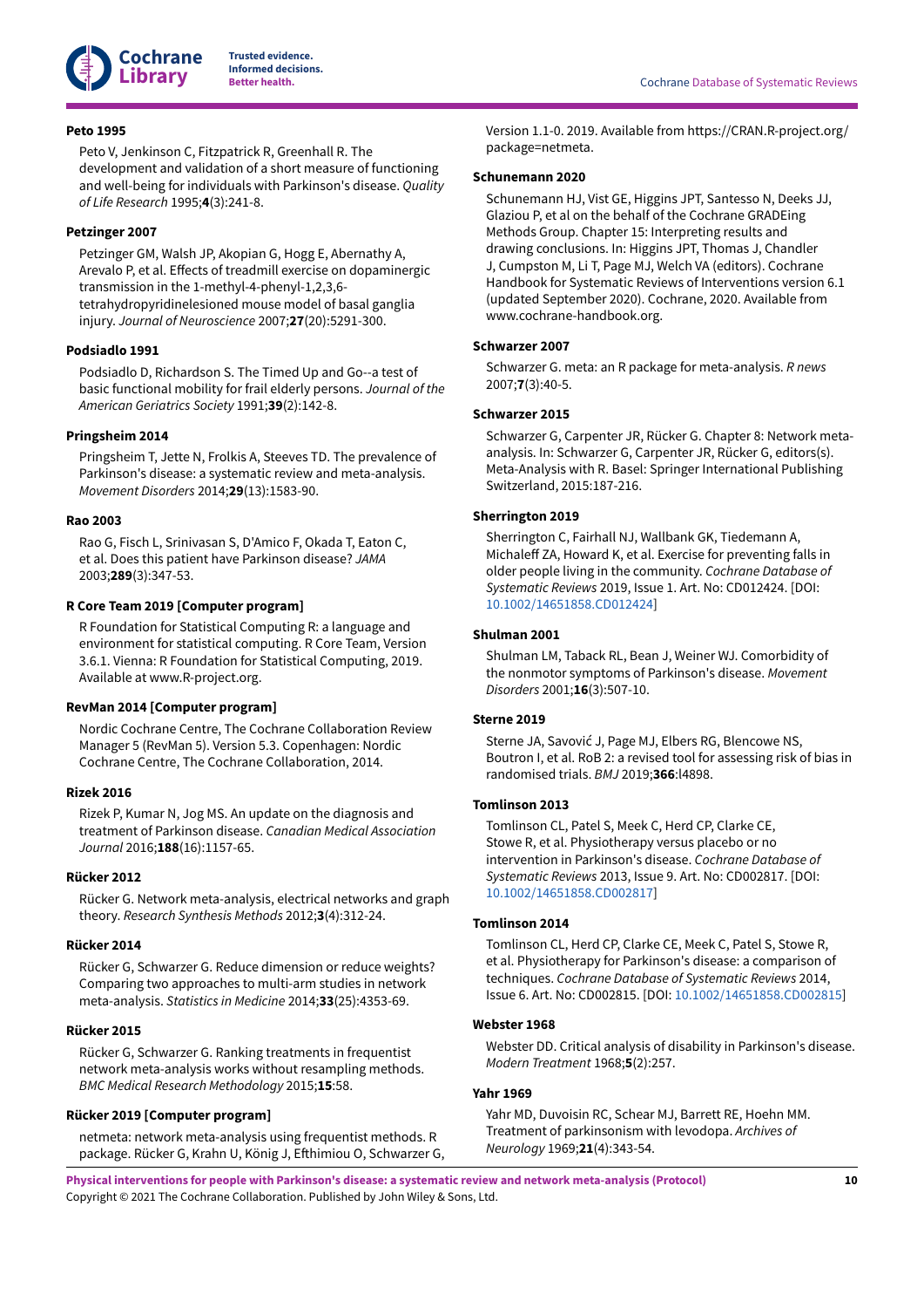**Peto 1995**

Peto V, Jenkinson C, Fitzpatrick R, Greenhall R. The development and validation of a short measure of functioning and well-being for individuals with Parkinson's disease. *Quality of Life Research* 1995;**4**(3):241-8.

**Petzinger 2007**

Petzinger GM, Walsh JP, Akopian G, Hogg E, Abernathy A, Arevalo P, et al. Effects of treadmill exercise on dopaminergic transmission in the 1-methyl-4-phenyl-1,2,3,6-tetrahydropyridinelesioned mouse model of basal ganglia injury. *Journal of Neuroscience* 2007;**27**(20):5291-300.

**Podsiadlo 1991**

Podsiadlo D, Richardson S. The Timed Up and Go--a test of basic functional mobility for frail elderly persons. *Journal of the American Geriatrics Society* 1991;**39**(2):142-8.

**Pringsheim 2014**

Pringsheim T, Jette N, Frolkis A, Steeves TD. The prevalence of Parkinson's disease: a systematic review and meta-analysis. *Movement Disorders* 2014;**29**(13):1583-90.

**Rao 2003**

Rao G, Fisch L, Srinivasan S, D'Amico F, Okada T, Eaton C, et al. Does this patient have Parkinson disease? *JAMA* 2003;**289**(3):347-53.

**R Core Team 2019 [Computer program]**

R Foundation for Statistical Computing R: a language and environment for statistical computing. R Core Team, Version 3.6.1. Vienna: R Foundation for Statistical Computing, 2019. Available at www.R-project.org.

**RevMan 2014 [Computer program]**

Nordic Cochrane Centre, The Cochrane Collaboration Review Manager 5 (RevMan 5). Version 5.3. Copenhagen: Nordic Cochrane Centre, The Cochrane Collaboration, 2014.

**Rizek 2016**

Rizek P, Kumar N, Jog MS. An update on the diagnosis and treatment of Parkinson disease. *Canadian Medical Association Journal* 2016;**188**(16):1157-65.

**Rücker 2012**

Rücker G. Network meta-analysis, electrical networks and graph theory. *Research Synthesis Methods* 2012;**3**(4):312-24.

**Rücker 2014**

Rücker G, Schwarzer G. Reduce dimension or reduce weights? Comparing two approaches to multi-arm studies in network meta-analysis. *Statistics in Medicine* 2014;**33**(25):4353-69.

**Rücker 2015**

Rücker G, Schwarzer G. Ranking treatments in frequentist network meta-analysis works without resampling methods. *BMC Medical Research Methodology* 2015;**15**:58.

**Rücker 2019 [Computer program]**

netmeta: network meta-analysis using frequentist methods. R package. Rücker G, Krahn U, König J, Efthimiou O, Schwarzer G, Version 1.1-0. 2019. Available from https://CRAN.R-project.org/package=netmeta.

**Schunemann 2020**

Schunemann HJ, Vist GE, Higgins JPT, Santesso N, Deeks JJ, Glaziou P, et al on the behalf of the Cochrane GRADEing Methods Group. Chapter 15: Interpreting results and drawing conclusions. In: Higgins JPT, Thomas J, Chandler J, Cumpston M, Li T, Page MJ, Welch VA (editors). Cochrane Handbook for Systematic Reviews of Interventions version 6.1 (updated September 2020). Cochrane, 2020. Available from www.cochrane-handbook.org.

**Schwarzer 2007**

Schwarzer G. meta: an R package for meta-analysis. *R news* 2007;**7**(3):40-5.

**Schwarzer 2015**

Schwarzer G, Carpenter JR, Rücker G. Chapter 8: Network meta-analysis. In: Schwarzer G, Carpenter JR, Rücker G, editors(s). Meta-Analysis with R. Basel: Springer International Publishing Switzerland, 2015:187-216.

**Sherrington 2019**

Sherrington C, Fairhall NJ, Wallbank GK, Tiedemann A, Michaleff ZA, Howard K, et al. Exercise for preventing falls in older people living in the community. *Cochrane Database of Systematic Reviews* 2019, Issue 1. Art. No: CD012424. [DOI: 10.1002/14651858.CD012424]

**Shulman 2001**

Shulman LM, Taback RL, Bean J, Weiner WJ. Comorbidity of the nonmotor symptoms of Parkinson's disease. *Movement Disorders* 2001;**16**(3):507-10.

**Sterne 2019**

Sterne JA, Savović J, Page MJ, Elbers RG, Blencowe NS, Boutron I, et al. RoB 2: a revised tool for assessing risk of bias in randomised trials. *BMJ* 2019;**366**:l4898.

**Tomlinson 2013**

Tomlinson CL, Patel S, Meek C, Herd CP, Clarke CE, Stowe R, et al. Physiotherapy versus placebo or no intervention in Parkinson's disease. *Cochrane Database of Systematic Reviews* 2013, Issue 9. Art. No: CD002817. [DOI: 10.1002/14651858.CD002817]

**Tomlinson 2014**

Tomlinson CL, Herd CP, Clarke CE, Meek C, Patel S, Stowe R, et al. Physiotherapy for Parkinson's disease: a comparison of techniques. *Cochrane Database of Systematic Reviews* 2014, Issue 6. Art. No: CD002815. [DOI: 10.1002/14651858.CD002815]

**Webster 1968**

Webster DD. Critical analysis of disability in Parkinson's disease. *Modern Treatment* 1968;**5**(2):257.

**Yahr 1969**

Yahr MD, Duvoisin RC, Schear MJ, Barrett RE, Hoehn MM. Treatment of parkinsonism with levodopa. *Archives of Neurology* 1969;**21**(4):343-54.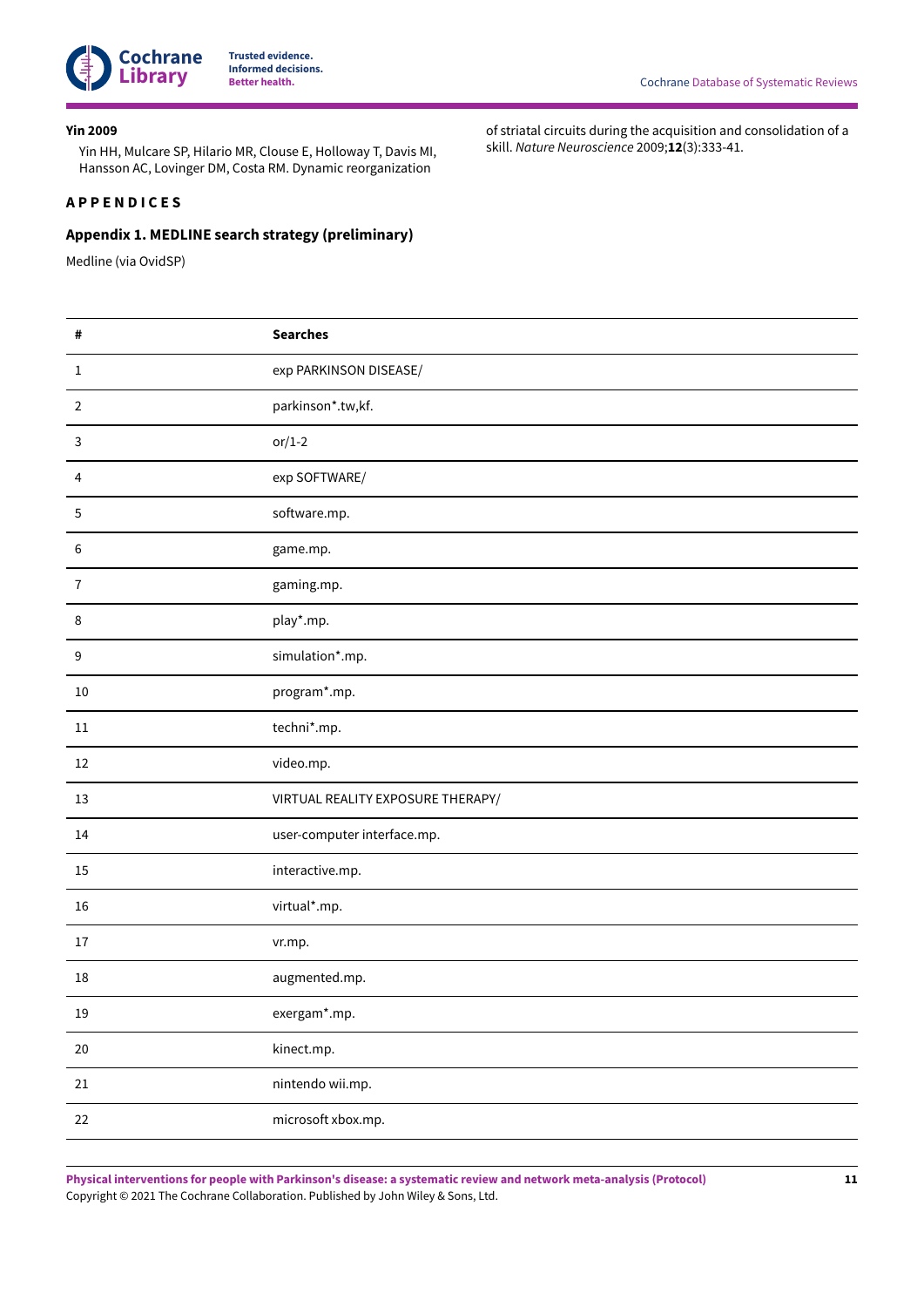**Yin 2009**

Yin HH, Mulcare SP, Hilario MR, Clouse E, Holloway T, Davis MI, Hansson AC, Lovinger DM, Costa RM. Dynamic reorganization of striatal circuits during the acquisition and consolidation of a skill. *Nature Neuroscience* 2009;**12**(3):333-41.

## APPENDICES

### Appendix 1. MEDLINE search strategy (preliminary)

Medline (via OvidSP)

| # | Searches |
| --- | --- |
| 1 | exp PARKINSON DISEASE/ |
| 2 | parkinson*.tw,kf. |
| 3 | or/1-2 |
| 4 | exp SOFTWARE/ |
| 5 | software.mp. |
| 6 | game.mp. |
| 7 | gaming.mp. |
| 8 | play*.mp. |
| 9 | simulation*.mp. |
| 10 | program*.mp. |
| 11 | techni*.mp. |
| 12 | video.mp. |
| 13 | VIRTUAL REALITY EXPOSURE THERAPY/ |
| 14 | user-computer interface.mp. |
| 15 | interactive.mp. |
| 16 | virtual*.mp. |
| 17 | vr.mp. |
| 18 | augmented.mp. |
| 19 | exergam*.mp. |
| 20 | kinect.mp. |
| 21 | nintendo wii.mp. |
| 22 | microsoft xbox.mp. |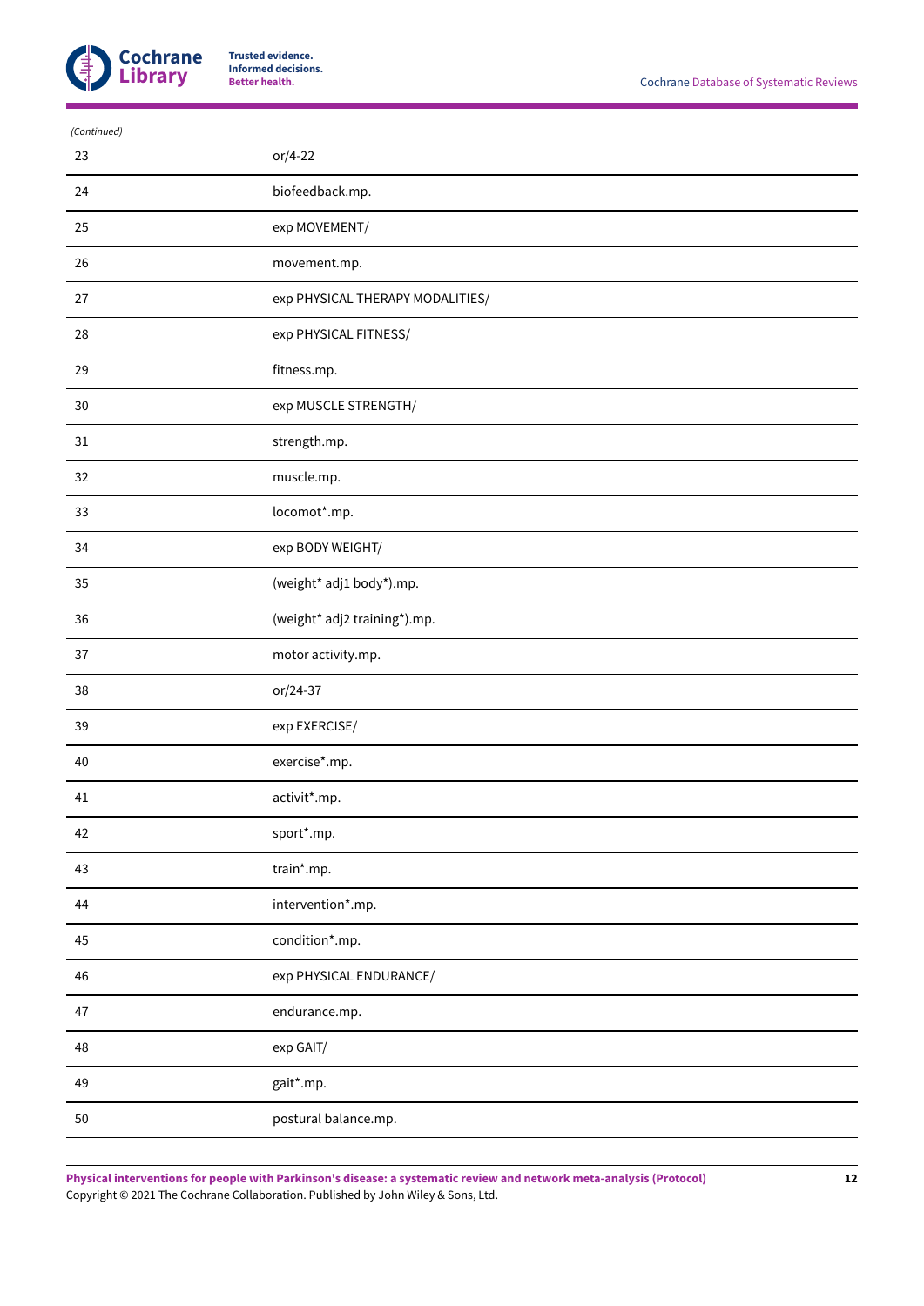*(Continued)*

| | |
|---|---|
| 23 | or/4-22 |
| 24 | biofeedback.mp. |
| 25 | exp MOVEMENT/ |
| 26 | movement.mp. |
| 27 | exp PHYSICAL THERAPY MODALITIES/ |
| 28 | exp PHYSICAL FITNESS/ |
| 29 | fitness.mp. |
| 30 | exp MUSCLE STRENGTH/ |
| 31 | strength.mp. |
| 32 | muscle.mp. |
| 33 | locomot*.mp. |
| 34 | exp BODY WEIGHT/ |
| 35 | (weight* adj1 body*).mp. |
| 36 | (weight* adj2 training*).mp. |
| 37 | motor activity.mp. |
| 38 | or/24-37 |
| 39 | exp EXERCISE/ |
| 40 | exercise*.mp. |
| 41 | activit*.mp. |
| 42 | sport*.mp. |
| 43 | train*.mp. |
| 44 | intervention*.mp. |
| 45 | condition*.mp. |
| 46 | exp PHYSICAL ENDURANCE/ |
| 47 | endurance.mp. |
| 48 | exp GAIT/ |
| 49 | gait*.mp. |
| 50 | postural balance.mp. |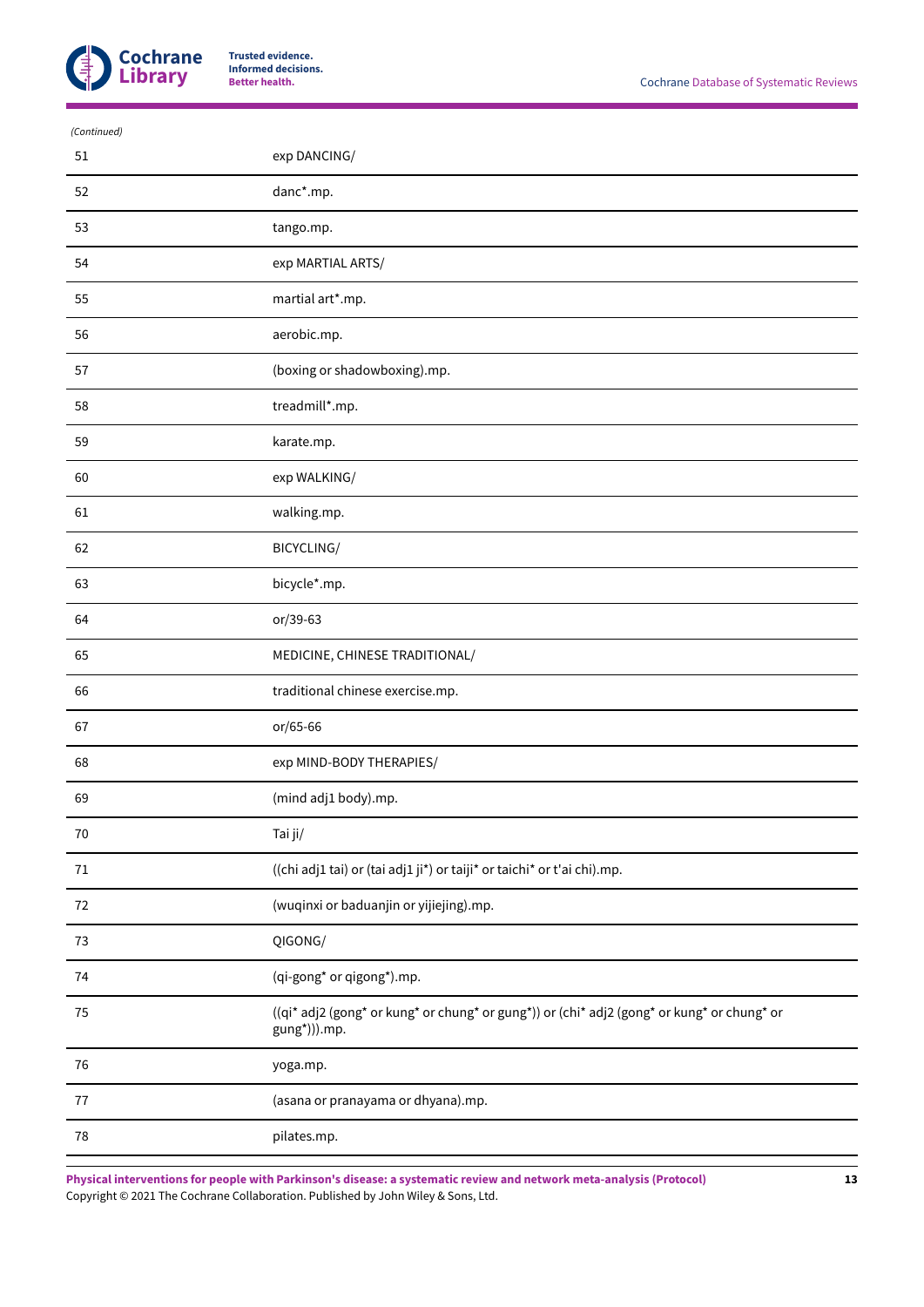*(Continued)*

| | |
|---|---|
| 51 | exp DANCING/ |
| 52 | danc*.mp. |
| 53 | tango.mp. |
| 54 | exp MARTIAL ARTS/ |
| 55 | martial art*.mp. |
| 56 | aerobic.mp. |
| 57 | (boxing or shadowboxing).mp. |
| 58 | treadmill*.mp. |
| 59 | karate.mp. |
| 60 | exp WALKING/ |
| 61 | walking.mp. |
| 62 | BICYCLING/ |
| 63 | bicycle*.mp. |
| 64 | or/39-63 |
| 65 | MEDICINE, CHINESE TRADITIONAL/ |
| 66 | traditional chinese exercise.mp. |
| 67 | or/65-66 |
| 68 | exp MIND-BODY THERAPIES/ |
| 69 | (mind adj1 body).mp. |
| 70 | Tai ji/ |
| 71 | ((chi adj1 tai) or (tai adj1 ji*) or taiji* or taichi* or t'ai chi).mp. |
| 72 | (wuqinxi or baduanjin or yijiejing).mp. |
| 73 | QIGONG/ |
| 74 | (qi-gong* or qigong*).mp. |
| 75 | ((qi* adj2 (gong* or kung* or chung* or gung*)) or (chi* adj2 (gong* or kung* or chung* or gung*))).mp. |
| 76 | yoga.mp. |
| 77 | (asana or pranayama or dhyana).mp. |
| 78 | pilates.mp. |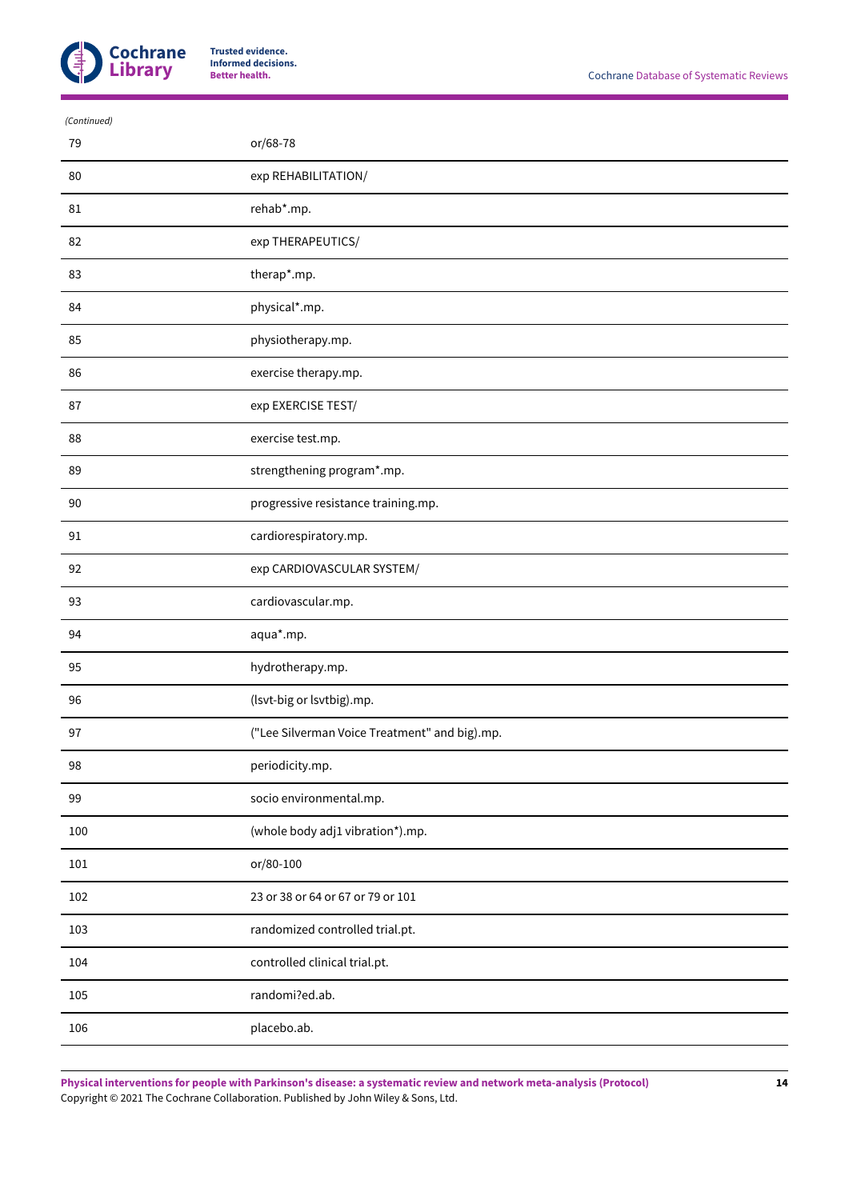*(Continued)*

| | |
|---|---|
| 79 | or/68-78 |
| 80 | exp REHABILITATION/ |
| 81 | rehab*.mp. |
| 82 | exp THERAPEUTICS/ |
| 83 | therap*.mp. |
| 84 | physical*.mp. |
| 85 | physiotherapy.mp. |
| 86 | exercise therapy.mp. |
| 87 | exp EXERCISE TEST/ |
| 88 | exercise test.mp. |
| 89 | strengthening program*.mp. |
| 90 | progressive resistance training.mp. |
| 91 | cardiorespiratory.mp. |
| 92 | exp CARDIOVASCULAR SYSTEM/ |
| 93 | cardiovascular.mp. |
| 94 | aqua*.mp. |
| 95 | hydrotherapy.mp. |
| 96 | (lsvt-big or lsvtbig).mp. |
| 97 | ("Lee Silverman Voice Treatment" and big).mp. |
| 98 | periodicity.mp. |
| 99 | socio environmental.mp. |
| 100 | (whole body adj1 vibration*).mp. |
| 101 | or/80-100 |
| 102 | 23 or 38 or 64 or 67 or 79 or 101 |
| 103 | randomized controlled trial.pt. |
| 104 | controlled clinical trial.pt. |
| 105 | randomi?ed.ab. |
| 106 | placebo.ab. |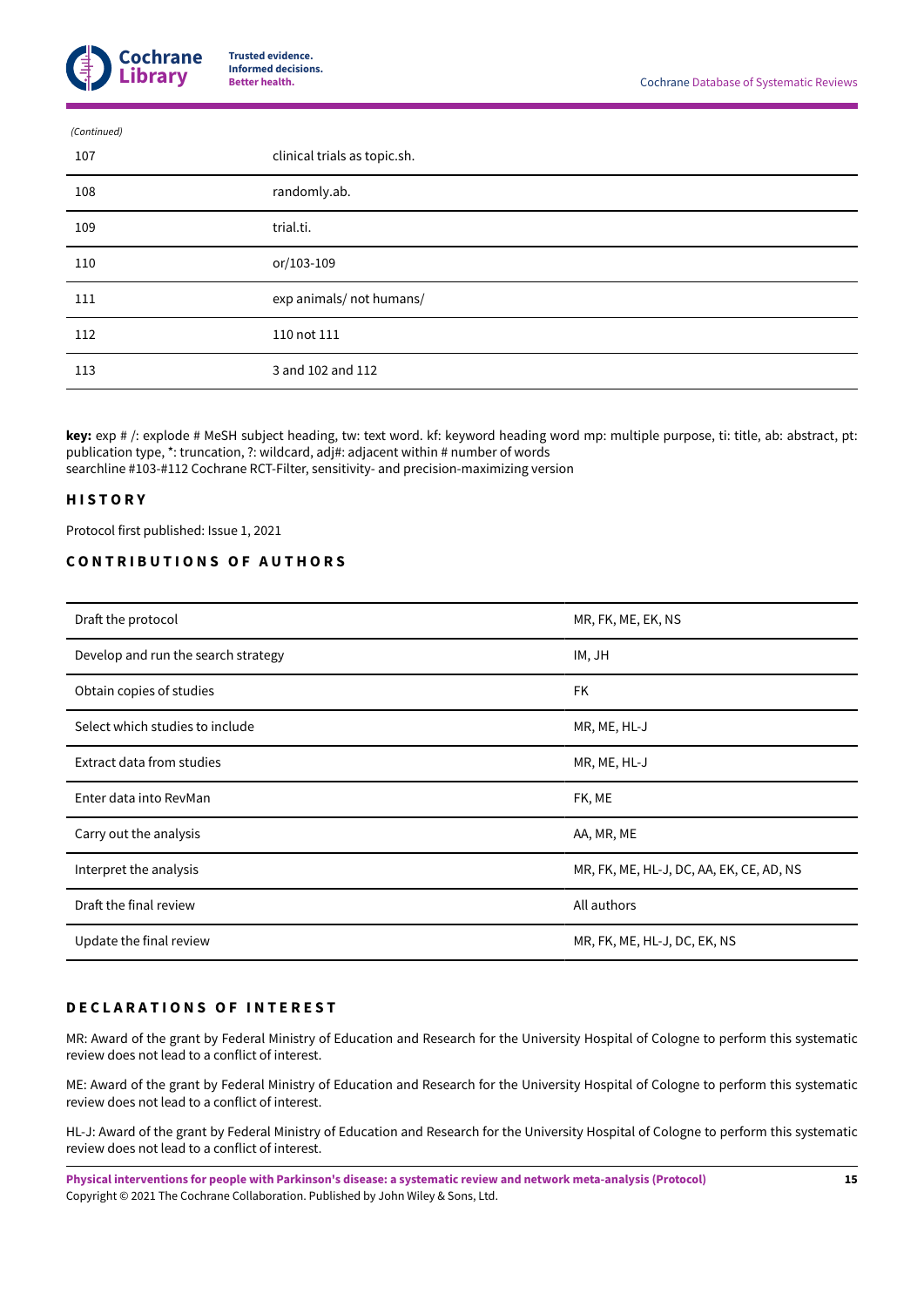*(Continued)*

| | |
|---|---|
| 107 | clinical trials as topic.sh. |
| 108 | randomly.ab. |
| 109 | trial.ti. |
| 110 | or/103-109 |
| 111 | exp animals/ not humans/ |
| 112 | 110 not 111 |
| 113 | 3 and 102 and 112 |

**key:** exp # /: explode # MeSH subject heading, tw: text word. kf: keyword heading word mp: multiple purpose, ti: title, ab: abstract, pt: publication type, *: truncation, ?: wildcard, adj#: adjacent within # number of words
searchline #103-#112 Cochrane RCT-Filter, sensitivity- and precision-maximizing version

## HISTORY

Protocol first published: Issue 1, 2021

## CONTRIBUTIONS OF AUTHORS

| | |
|---|---|
| Draft the protocol | MR, FK, ME, EK, NS |
| Develop and run the search strategy | IM, JH |
| Obtain copies of studies | FK |
| Select which studies to include | MR, ME, HL-J |
| Extract data from studies | MR, ME, HL-J |
| Enter data into RevMan | FK, ME |
| Carry out the analysis | AA, MR, ME |
| Interpret the analysis | MR, FK, ME, HL-J, DC, AA, EK, CE, AD, NS |
| Draft the final review | All authors |
| Update the final review | MR, FK, ME, HL-J, DC, EK, NS |

## DECLARATIONS OF INTEREST

MR: Award of the grant by Federal Ministry of Education and Research for the University Hospital of Cologne to perform this systematic review does not lead to a conflict of interest.

ME: Award of the grant by Federal Ministry of Education and Research for the University Hospital of Cologne to perform this systematic review does not lead to a conflict of interest.

HL-J: Award of the grant by Federal Ministry of Education and Research for the University Hospital of Cologne to perform this systematic review does not lead to a conflict of interest.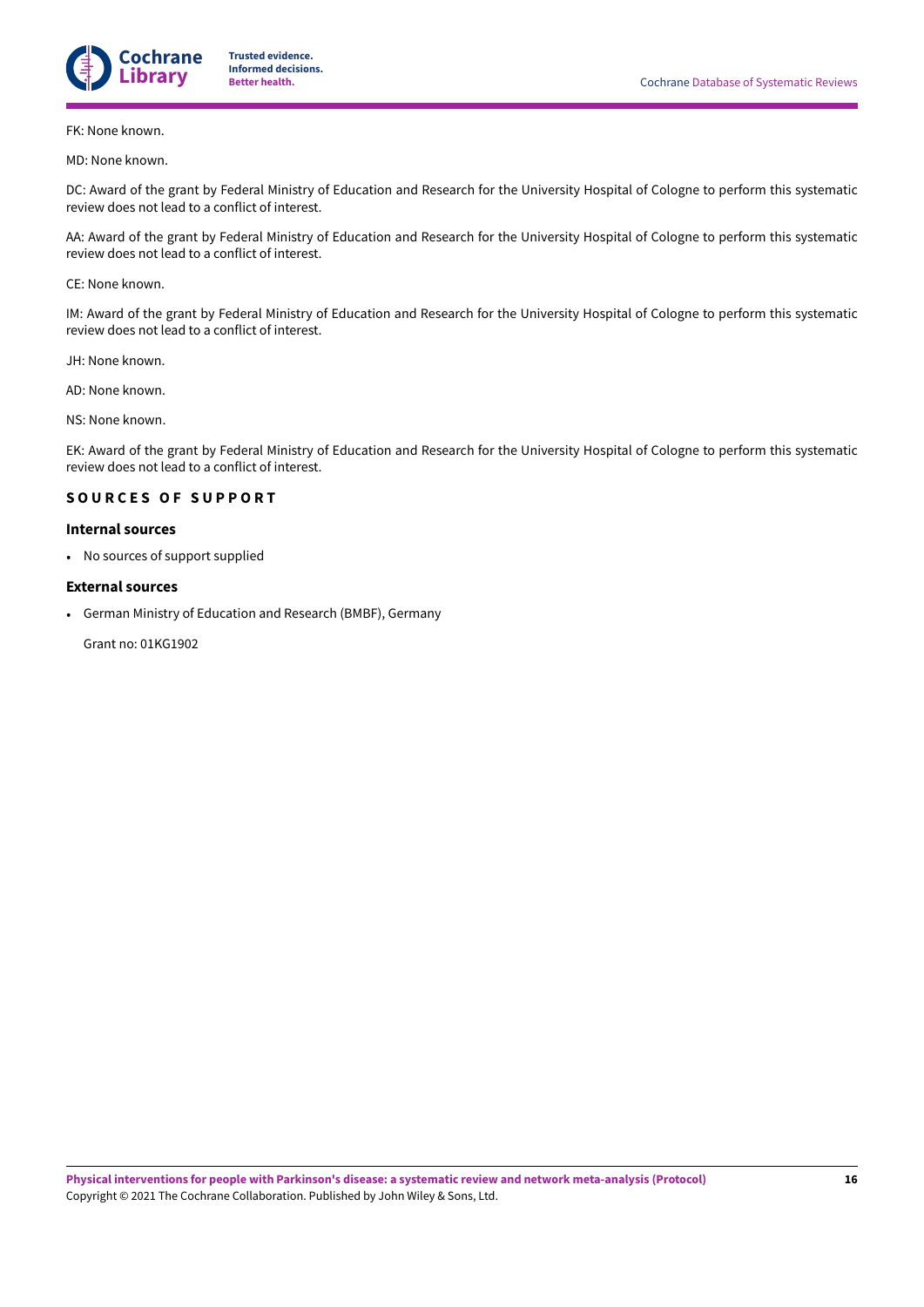FK: None known.

MD: None known.

DC: Award of the grant by Federal Ministry of Education and Research for the University Hospital of Cologne to perform this systematic review does not lead to a conflict of interest.

AA: Award of the grant by Federal Ministry of Education and Research for the University Hospital of Cologne to perform this systematic review does not lead to a conflict of interest.

CE: None known.

IM: Award of the grant by Federal Ministry of Education and Research for the University Hospital of Cologne to perform this systematic review does not lead to a conflict of interest.

JH: None known.

AD: None known.

NS: None known.

EK: Award of the grant by Federal Ministry of Education and Research for the University Hospital of Cologne to perform this systematic review does not lead to a conflict of interest.

## SOURCES OF SUPPORT

### Internal sources

- No sources of support supplied

### External sources

- German Ministry of Education and Research (BMBF), Germany

  Grant no: 01KG1902